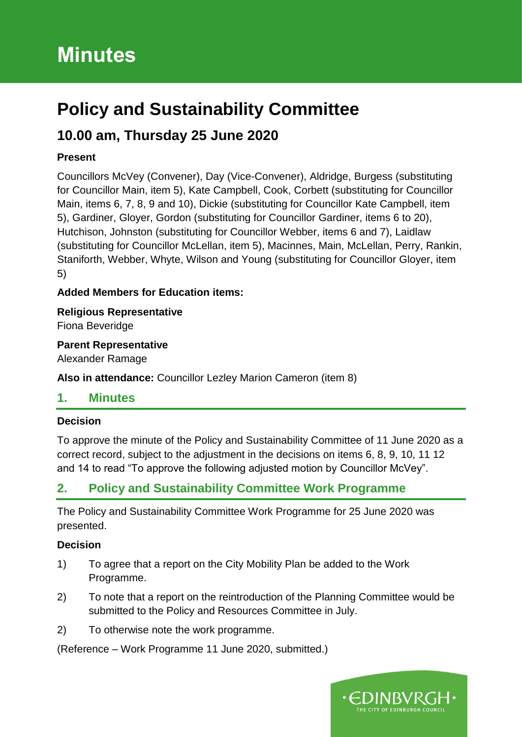# Minutes

# Policy and Sustainability Committee

## 10.00 am, Thursday 25 June 2020

**Present**

Councillors McVey (Convener), Day (Vice-Convener), Aldridge, Burgess (substituting for Councillor Main, item 5), Kate Campbell, Cook, Corbett (substituting for Councillor Main, items 6, 7, 8, 9 and 10), Dickie (substituting for Councillor Kate Campbell, item 5), Gardiner, Gloyer, Gordon (substituting for Councillor Gardiner, items 6 to 20), Hutchison, Johnston (substituting for Councillor Webber, items 6 and 7), Laidlaw (substituting for Councillor McLellan, item 5), Macinnes, Main, McLellan, Perry, Rankin, Staniforth, Webber, Whyte, Wilson and Young (substituting for Councillor Gloyer, item 5)

**Added Members for Education items:**

**Religious Representative**
Fiona Beveridge

**Parent Representative**
Alexander Ramage

**Also in attendance:** Councillor Lezley Marion Cameron (item 8)

## 1. Minutes

**Decision**

To approve the minute of the Policy and Sustainability Committee of 11 June 2020 as a correct record, subject to the adjustment in the decisions on items 6, 8, 9, 10, 11 12 and 14 to read "To approve the following adjusted motion by Councillor McVey".

## 2. Policy and Sustainability Committee Work Programme

The Policy and Sustainability Committee Work Programme for 25 June 2020 was presented.

**Decision**

1) To agree that a report on the City Mobility Plan be added to the Work Programme.

2) To note that a report on the reintroduction of the Planning Committee would be submitted to the Policy and Resources Committee in July.

2) To otherwise note the work programme.

(Reference – Work Programme 11 June 2020, submitted.)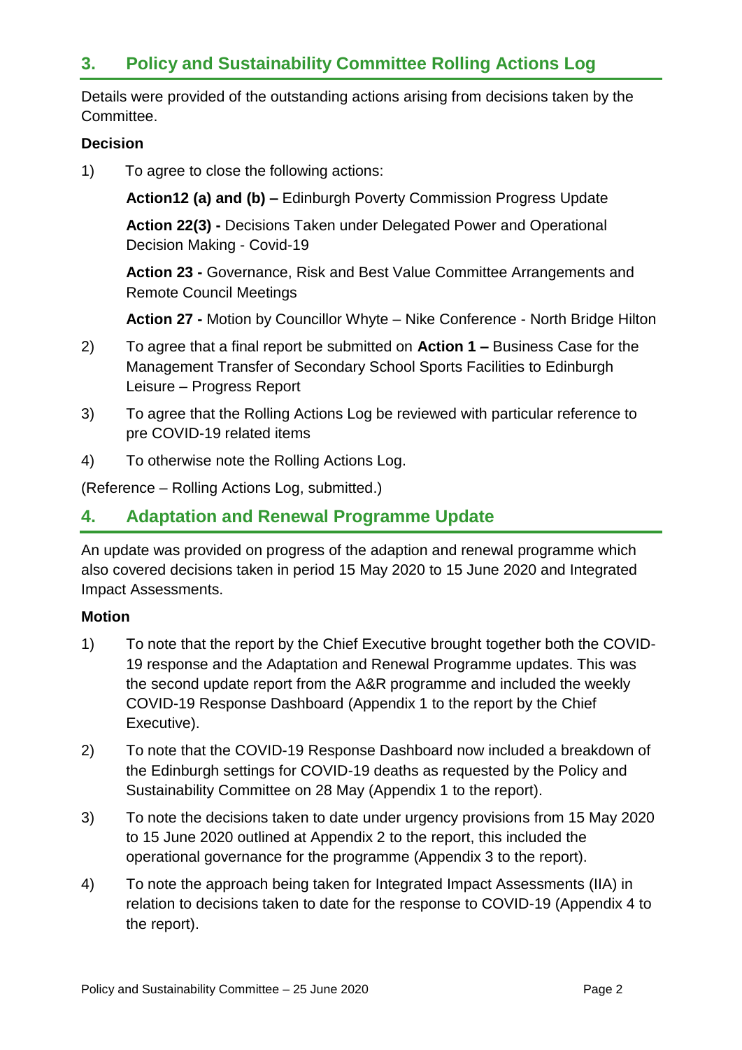## 3. Policy and Sustainability Committee Rolling Actions Log

Details were provided of the outstanding actions arising from decisions taken by the Committee.

**Decision**

1) To agree to close the following actions:

   **Action12 (a) and (b) –** Edinburgh Poverty Commission Progress Update

   **Action 22(3) -** Decisions Taken under Delegated Power and Operational Decision Making - Covid-19

   **Action 23 -** Governance, Risk and Best Value Committee Arrangements and Remote Council Meetings

   **Action 27 -** Motion by Councillor Whyte – Nike Conference - North Bridge Hilton

2) To agree that a final report be submitted on **Action 1 –** Business Case for the Management Transfer of Secondary School Sports Facilities to Edinburgh Leisure – Progress Report

3) To agree that the Rolling Actions Log be reviewed with particular reference to pre COVID-19 related items

4) To otherwise note the Rolling Actions Log.

(Reference – Rolling Actions Log, submitted.)

## 4. Adaptation and Renewal Programme Update

An update was provided on progress of the adaption and renewal programme which also covered decisions taken in period 15 May 2020 to 15 June 2020 and Integrated Impact Assessments.

**Motion**

1) To note that the report by the Chief Executive brought together both the COVID-19 response and the Adaptation and Renewal Programme updates. This was the second update report from the A&R programme and included the weekly COVID-19 Response Dashboard (Appendix 1 to the report by the Chief Executive).

2) To note that the COVID-19 Response Dashboard now included a breakdown of the Edinburgh settings for COVID-19 deaths as requested by the Policy and Sustainability Committee on 28 May (Appendix 1 to the report).

3) To note the decisions taken to date under urgency provisions from 15 May 2020 to 15 June 2020 outlined at Appendix 2 to the report, this included the operational governance for the programme (Appendix 3 to the report).

4) To note the approach being taken for Integrated Impact Assessments (IIA) in relation to decisions taken to date for the response to COVID-19 (Appendix 4 to the report).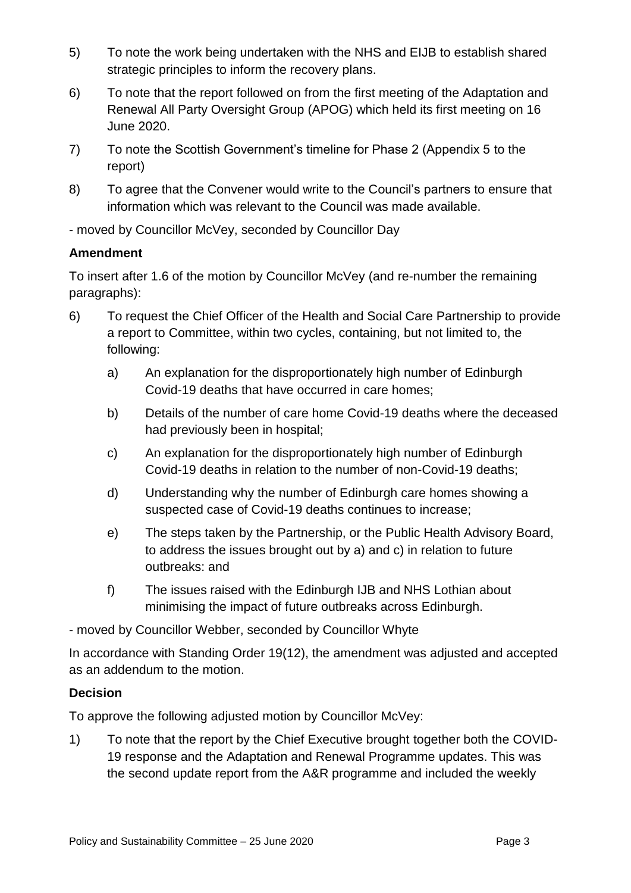5) To note the work being undertaken with the NHS and EIJB to establish shared strategic principles to inform the recovery plans.

6) To note that the report followed on from the first meeting of the Adaptation and Renewal All Party Oversight Group (APOG) which held its first meeting on 16 June 2020.

7) To note the Scottish Government's timeline for Phase 2 (Appendix 5 to the report)

8) To agree that the Convener would write to the Council's partners to ensure that information which was relevant to the Council was made available.

- moved by Councillor McVey, seconded by Councillor Day

**Amendment**

To insert after 1.6 of the motion by Councillor McVey (and re-number the remaining paragraphs):

6) To request the Chief Officer of the Health and Social Care Partnership to provide a report to Committee, within two cycles, containing, but not limited to, the following:

   a) An explanation for the disproportionately high number of Edinburgh Covid-19 deaths that have occurred in care homes;

   b) Details of the number of care home Covid-19 deaths where the deceased had previously been in hospital;

   c) An explanation for the disproportionately high number of Edinburgh Covid-19 deaths in relation to the number of non-Covid-19 deaths;

   d) Understanding why the number of Edinburgh care homes showing a suspected case of Covid-19 deaths continues to increase;

   e) The steps taken by the Partnership, or the Public Health Advisory Board, to address the issues brought out by a) and c) in relation to future outbreaks: and

   f) The issues raised with the Edinburgh IJB and NHS Lothian about minimising the impact of future outbreaks across Edinburgh.

- moved by Councillor Webber, seconded by Councillor Whyte

In accordance with Standing Order 19(12), the amendment was adjusted and accepted as an addendum to the motion.

**Decision**

To approve the following adjusted motion by Councillor McVey:

1) To note that the report by the Chief Executive brought together both the COVID-19 response and the Adaptation and Renewal Programme updates. This was the second update report from the A&R programme and included the weekly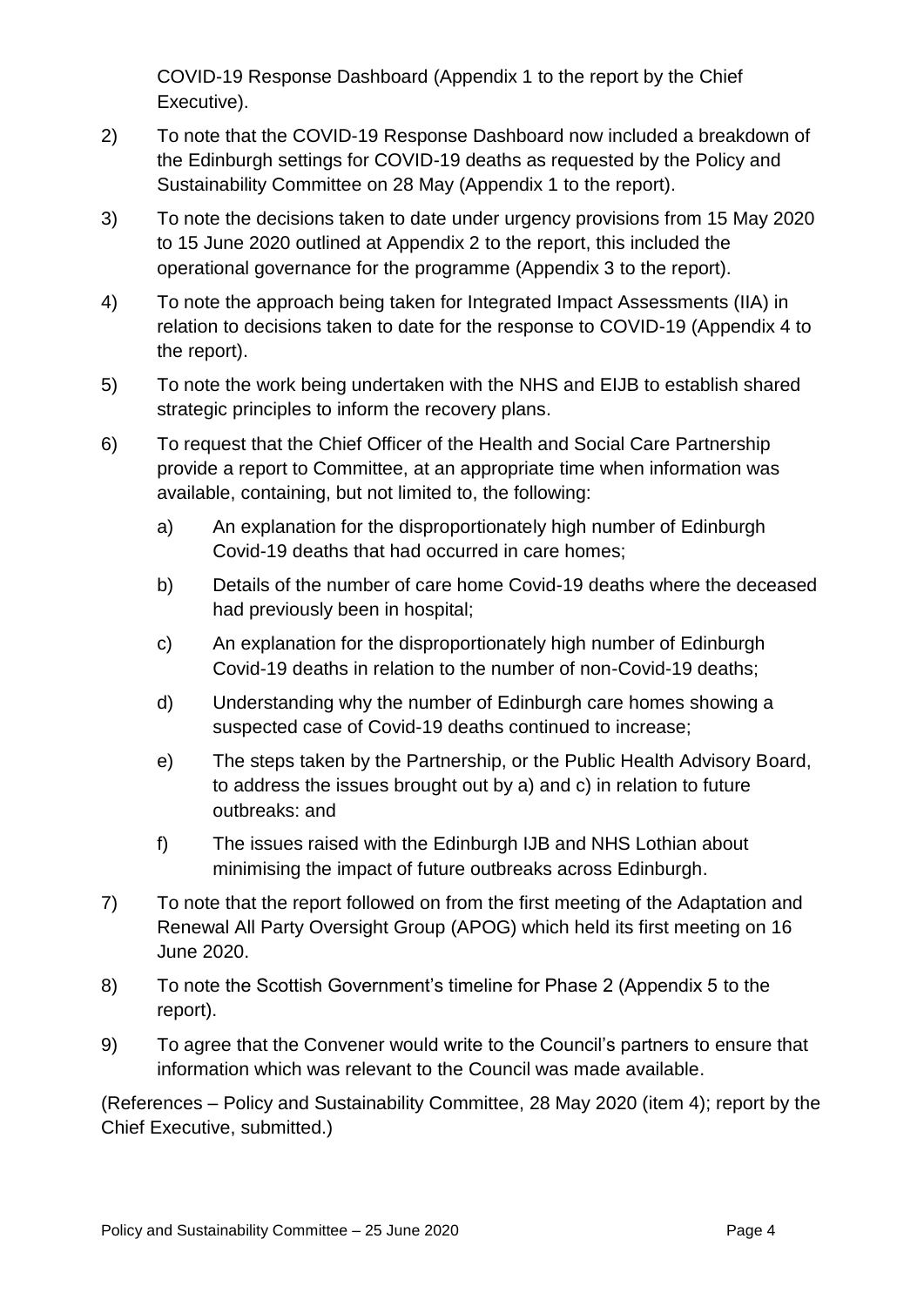COVID-19 Response Dashboard (Appendix 1 to the report by the Chief Executive).

2) To note that the COVID-19 Response Dashboard now included a breakdown of the Edinburgh settings for COVID-19 deaths as requested by the Policy and Sustainability Committee on 28 May (Appendix 1 to the report).

3) To note the decisions taken to date under urgency provisions from 15 May 2020 to 15 June 2020 outlined at Appendix 2 to the report, this included the operational governance for the programme (Appendix 3 to the report).

4) To note the approach being taken for Integrated Impact Assessments (IIA) in relation to decisions taken to date for the response to COVID-19 (Appendix 4 to the report).

5) To note the work being undertaken with the NHS and EIJB to establish shared strategic principles to inform the recovery plans.

6) To request that the Chief Officer of the Health and Social Care Partnership provide a report to Committee, at an appropriate time when information was available, containing, but not limited to, the following:

   a) An explanation for the disproportionately high number of Edinburgh Covid-19 deaths that had occurred in care homes;

   b) Details of the number of care home Covid-19 deaths where the deceased had previously been in hospital;

   c) An explanation for the disproportionately high number of Edinburgh Covid-19 deaths in relation to the number of non-Covid-19 deaths;

   d) Understanding why the number of Edinburgh care homes showing a suspected case of Covid-19 deaths continued to increase;

   e) The steps taken by the Partnership, or the Public Health Advisory Board, to address the issues brought out by a) and c) in relation to future outbreaks: and

   f) The issues raised with the Edinburgh IJB and NHS Lothian about minimising the impact of future outbreaks across Edinburgh.

7) To note that the report followed on from the first meeting of the Adaptation and Renewal All Party Oversight Group (APOG) which held its first meeting on 16 June 2020.

8) To note the Scottish Government's timeline for Phase 2 (Appendix 5 to the report).

9) To agree that the Convener would write to the Council's partners to ensure that information which was relevant to the Council was made available.

(References – Policy and Sustainability Committee, 28 May 2020 (item 4); report by the Chief Executive, submitted.)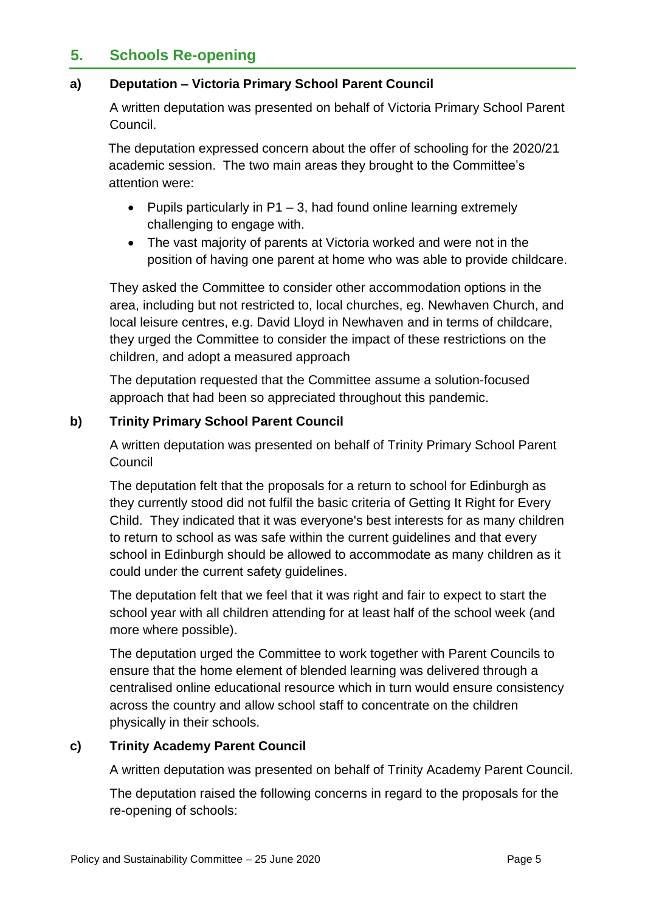## 5. Schools Re-opening

### a) Deputation – Victoria Primary School Parent Council

A written deputation was presented on behalf of Victoria Primary School Parent Council.

The deputation expressed concern about the offer of schooling for the 2020/21 academic session. The two main areas they brought to the Committee's attention were:

- Pupils particularly in P1 – 3, had found online learning extremely challenging to engage with.
- The vast majority of parents at Victoria worked and were not in the position of having one parent at home who was able to provide childcare.

They asked the Committee to consider other accommodation options in the area, including but not restricted to, local churches, eg. Newhaven Church, and local leisure centres, e.g. David Lloyd in Newhaven and in terms of childcare, they urged the Committee to consider the impact of these restrictions on the children, and adopt a measured approach

The deputation requested that the Committee assume a solution-focused approach that had been so appreciated throughout this pandemic.

### b) Trinity Primary School Parent Council

A written deputation was presented on behalf of Trinity Primary School Parent Council

The deputation felt that the proposals for a return to school for Edinburgh as they currently stood did not fulfil the basic criteria of Getting It Right for Every Child. They indicated that it was everyone's best interests for as many children to return to school as was safe within the current guidelines and that every school in Edinburgh should be allowed to accommodate as many children as it could under the current safety guidelines.

The deputation felt that we feel that it was right and fair to expect to start the school year with all children attending for at least half of the school week (and more where possible).

The deputation urged the Committee to work together with Parent Councils to ensure that the home element of blended learning was delivered through a centralised online educational resource which in turn would ensure consistency across the country and allow school staff to concentrate on the children physically in their schools.

### c) Trinity Academy Parent Council

A written deputation was presented on behalf of Trinity Academy Parent Council.

The deputation raised the following concerns in regard to the proposals for the re-opening of schools: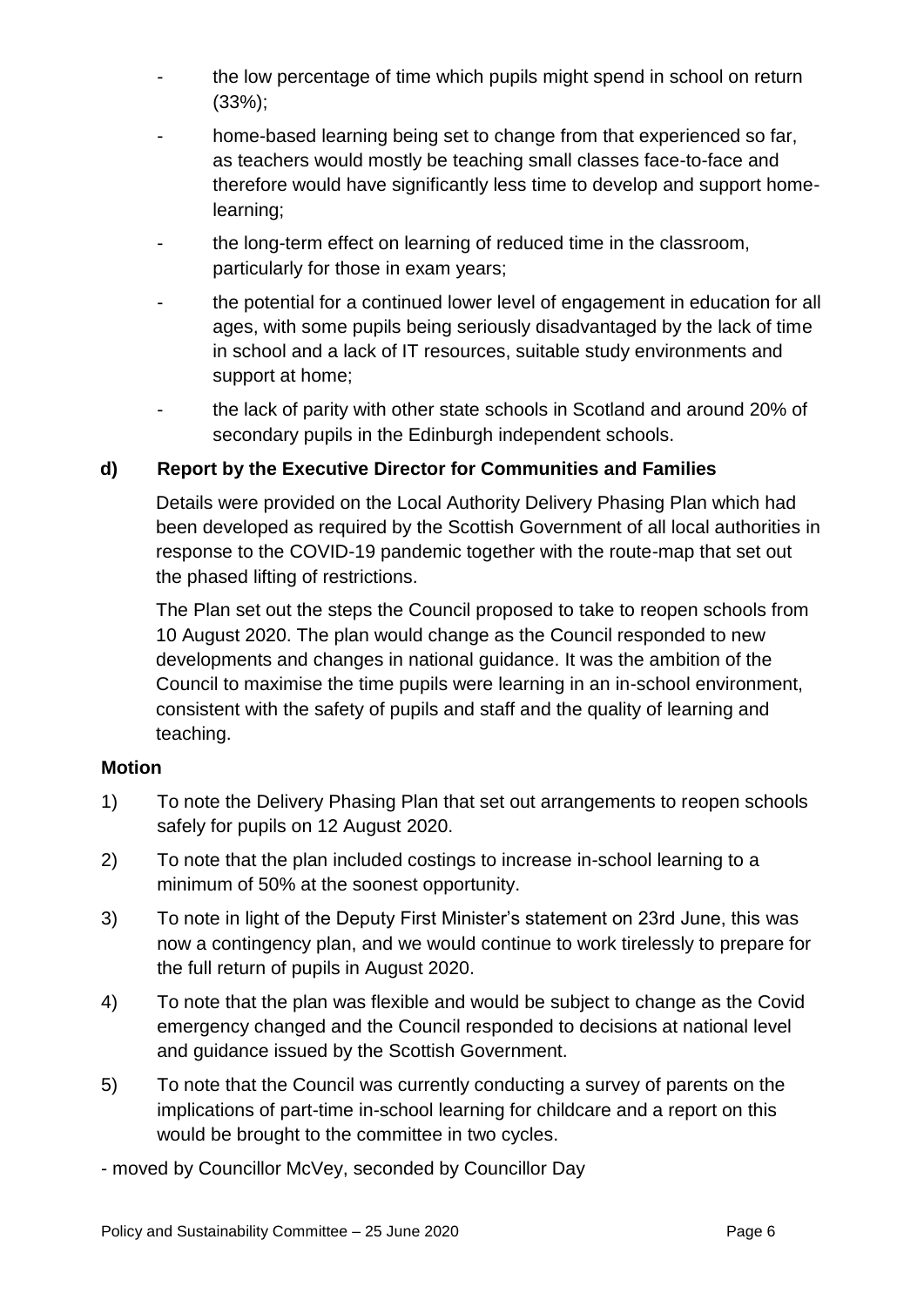- the low percentage of time which pupils might spend in school on return (33%);
- home-based learning being set to change from that experienced so far, as teachers would mostly be teaching small classes face-to-face and therefore would have significantly less time to develop and support home-learning;
- the long-term effect on learning of reduced time in the classroom, particularly for those in exam years;
- the potential for a continued lower level of engagement in education for all ages, with some pupils being seriously disadvantaged by the lack of time in school and a lack of IT resources, suitable study environments and support at home;
- the lack of parity with other state schools in Scotland and around 20% of secondary pupils in the Edinburgh independent schools.

**d) Report by the Executive Director for Communities and Families**

Details were provided on the Local Authority Delivery Phasing Plan which had been developed as required by the Scottish Government of all local authorities in response to the COVID-19 pandemic together with the route-map that set out the phased lifting of restrictions.

The Plan set out the steps the Council proposed to take to reopen schools from 10 August 2020. The plan would change as the Council responded to new developments and changes in national guidance. It was the ambition of the Council to maximise the time pupils were learning in an in-school environment, consistent with the safety of pupils and staff and the quality of learning and teaching.

**Motion**

1) To note the Delivery Phasing Plan that set out arrangements to reopen schools safely for pupils on 12 August 2020.
2) To note that the plan included costings to increase in-school learning to a minimum of 50% at the soonest opportunity.
3) To note in light of the Deputy First Minister's statement on 23rd June, this was now a contingency plan, and we would continue to work tirelessly to prepare for the full return of pupils in August 2020.
4) To note that the plan was flexible and would be subject to change as the Covid emergency changed and the Council responded to decisions at national level and guidance issued by the Scottish Government.
5) To note that the Council was currently conducting a survey of parents on the implications of part-time in-school learning for childcare and a report on this would be brought to the committee in two cycles.

- moved by Councillor McVey, seconded by Councillor Day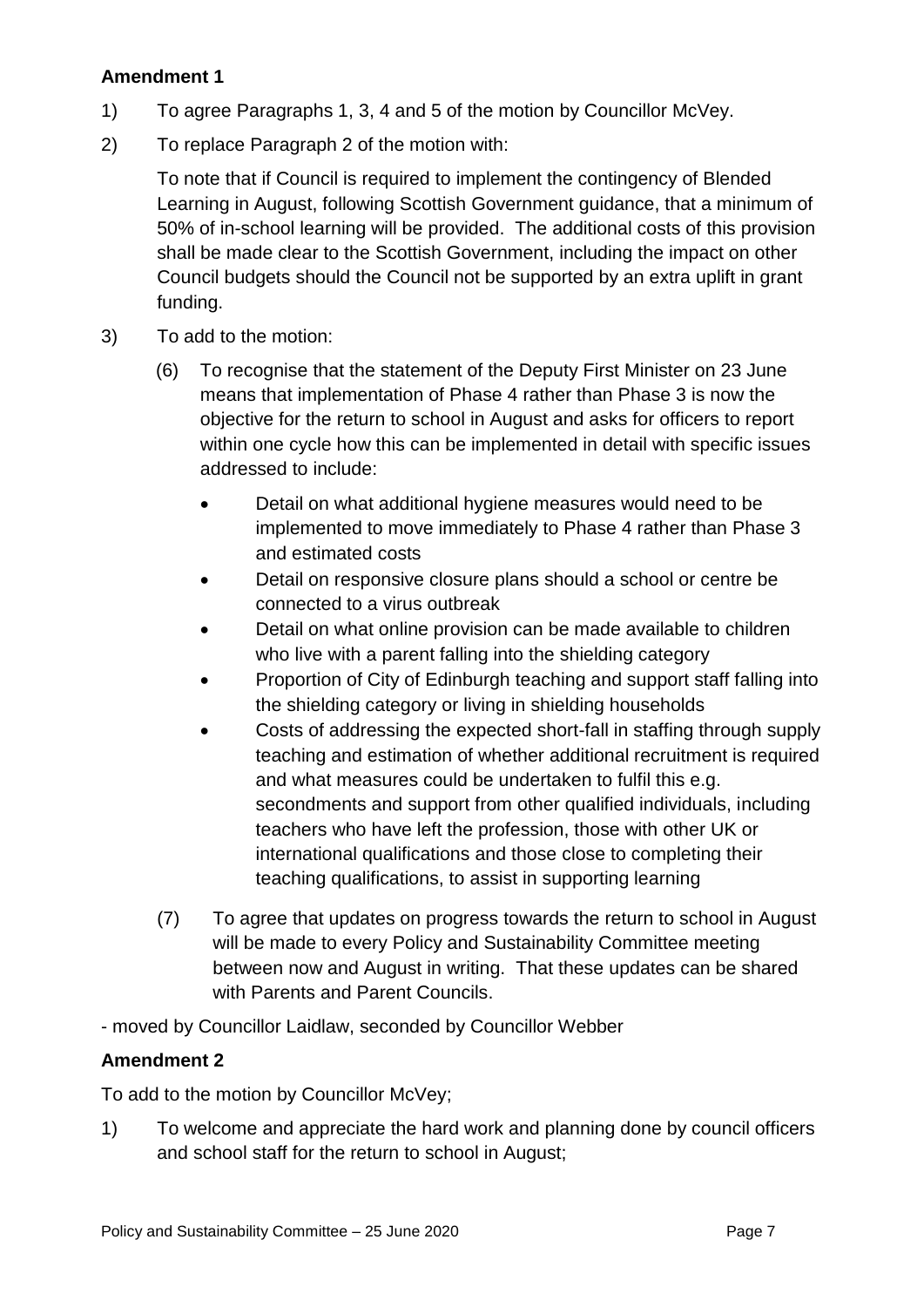**Amendment 1**

1) To agree Paragraphs 1, 3, 4 and 5 of the motion by Councillor McVey.

2) To replace Paragraph 2 of the motion with:

   To note that if Council is required to implement the contingency of Blended Learning in August, following Scottish Government guidance, that a minimum of 50% of in-school learning will be provided. The additional costs of this provision shall be made clear to the Scottish Government, including the impact on other Council budgets should the Council not be supported by an extra uplift in grant funding.

3) To add to the motion:

   (6) To recognise that the statement of the Deputy First Minister on 23 June means that implementation of Phase 4 rather than Phase 3 is now the objective for the return to school in August and asks for officers to report within one cycle how this can be implemented in detail with specific issues addressed to include:

   - Detail on what additional hygiene measures would need to be implemented to move immediately to Phase 4 rather than Phase 3 and estimated costs
   - Detail on responsive closure plans should a school or centre be connected to a virus outbreak
   - Detail on what online provision can be made available to children who live with a parent falling into the shielding category
   - Proportion of City of Edinburgh teaching and support staff falling into the shielding category or living in shielding households
   - Costs of addressing the expected short-fall in staffing through supply teaching and estimation of whether additional recruitment is required and what measures could be undertaken to fulfil this e.g. secondments and support from other qualified individuals, including teachers who have left the profession, those with other UK or international qualifications and those close to completing their teaching qualifications, to assist in supporting learning

   (7) To agree that updates on progress towards the return to school in August will be made to every Policy and Sustainability Committee meeting between now and August in writing. That these updates can be shared with Parents and Parent Councils.

- moved by Councillor Laidlaw, seconded by Councillor Webber

**Amendment 2**

To add to the motion by Councillor McVey;

1) To welcome and appreciate the hard work and planning done by council officers and school staff for the return to school in August;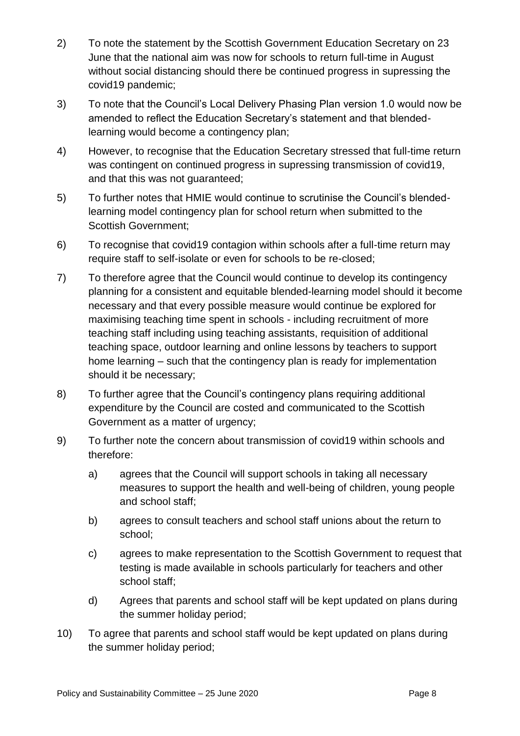2) To note the statement by the Scottish Government Education Secretary on 23 June that the national aim was now for schools to return full-time in August without social distancing should there be continued progress in supressing the covid19 pandemic;

3) To note that the Council's Local Delivery Phasing Plan version 1.0 would now be amended to reflect the Education Secretary's statement and that blended-learning would become a contingency plan;

4) However, to recognise that the Education Secretary stressed that full-time return was contingent on continued progress in supressing transmission of covid19, and that this was not guaranteed;

5) To further notes that HMIE would continue to scrutinise the Council's blended-learning model contingency plan for school return when submitted to the Scottish Government;

6) To recognise that covid19 contagion within schools after a full-time return may require staff to self-isolate or even for schools to be re-closed;

7) To therefore agree that the Council would continue to develop its contingency planning for a consistent and equitable blended-learning model should it become necessary and that every possible measure would continue be explored for maximising teaching time spent in schools - including recruitment of more teaching staff including using teaching assistants, requisition of additional teaching space, outdoor learning and online lessons by teachers to support home learning – such that the contingency plan is ready for implementation should it be necessary;

8) To further agree that the Council's contingency plans requiring additional expenditure by the Council are costed and communicated to the Scottish Government as a matter of urgency;

9) To further note the concern about transmission of covid19 within schools and therefore:

   a) agrees that the Council will support schools in taking all necessary measures to support the health and well-being of children, young people and school staff;

   b) agrees to consult teachers and school staff unions about the return to school;

   c) agrees to make representation to the Scottish Government to request that testing is made available in schools particularly for teachers and other school staff;

   d) Agrees that parents and school staff will be kept updated on plans during the summer holiday period;

10) To agree that parents and school staff would be kept updated on plans during the summer holiday period;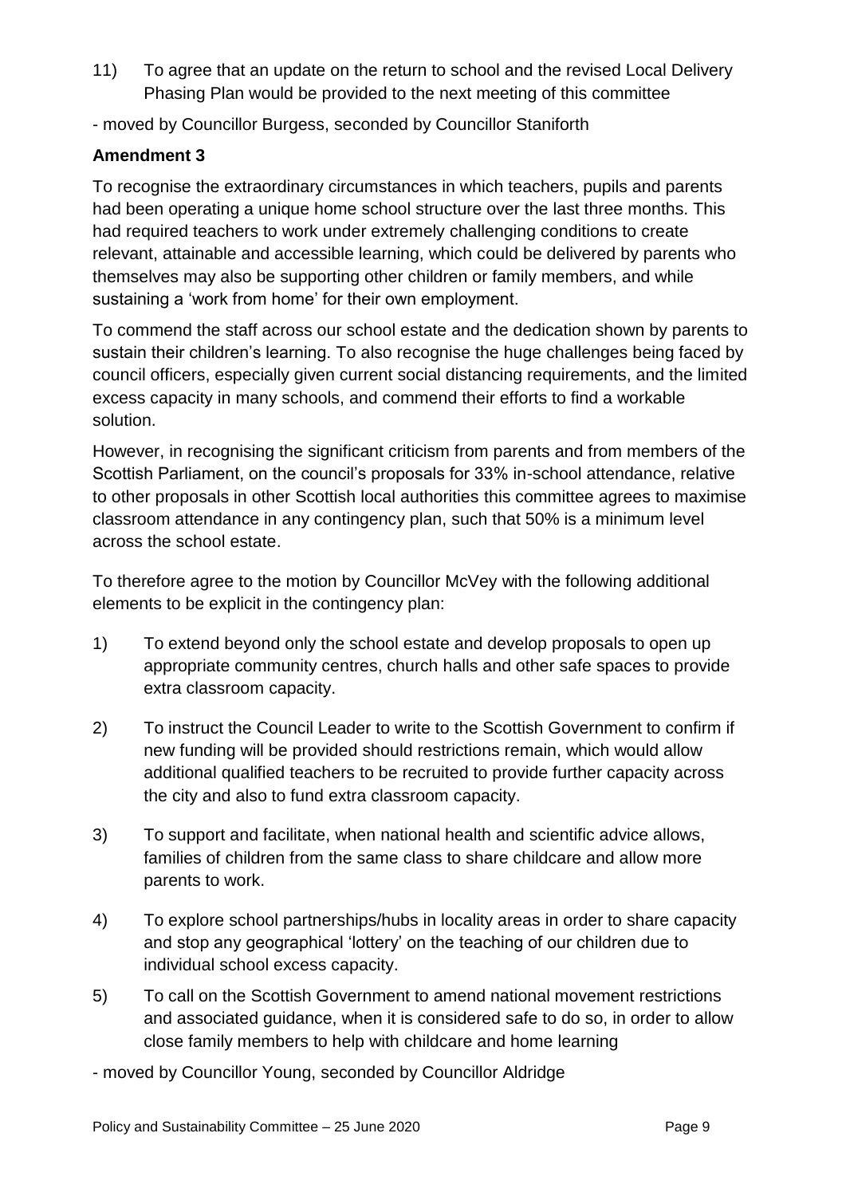11) To agree that an update on the return to school and the revised Local Delivery Phasing Plan would be provided to the next meeting of this committee

- moved by Councillor Burgess, seconded by Councillor Staniforth

**Amendment 3**

To recognise the extraordinary circumstances in which teachers, pupils and parents had been operating a unique home school structure over the last three months. This had required teachers to work under extremely challenging conditions to create relevant, attainable and accessible learning, which could be delivered by parents who themselves may also be supporting other children or family members, and while sustaining a 'work from home' for their own employment.

To commend the staff across our school estate and the dedication shown by parents to sustain their children's learning. To also recognise the huge challenges being faced by council officers, especially given current social distancing requirements, and the limited excess capacity in many schools, and commend their efforts to find a workable solution.

However, in recognising the significant criticism from parents and from members of the Scottish Parliament, on the council's proposals for 33% in-school attendance, relative to other proposals in other Scottish local authorities this committee agrees to maximise classroom attendance in any contingency plan, such that 50% is a minimum level across the school estate.

To therefore agree to the motion by Councillor McVey with the following additional elements to be explicit in the contingency plan:

1) To extend beyond only the school estate and develop proposals to open up appropriate community centres, church halls and other safe spaces to provide extra classroom capacity.

2) To instruct the Council Leader to write to the Scottish Government to confirm if new funding will be provided should restrictions remain, which would allow additional qualified teachers to be recruited to provide further capacity across the city and also to fund extra classroom capacity.

3) To support and facilitate, when national health and scientific advice allows, families of children from the same class to share childcare and allow more parents to work.

4) To explore school partnerships/hubs in locality areas in order to share capacity and stop any geographical 'lottery' on the teaching of our children due to individual school excess capacity.

5) To call on the Scottish Government to amend national movement restrictions and associated guidance, when it is considered safe to do so, in order to allow close family members to help with childcare and home learning

- moved by Councillor Young, seconded by Councillor Aldridge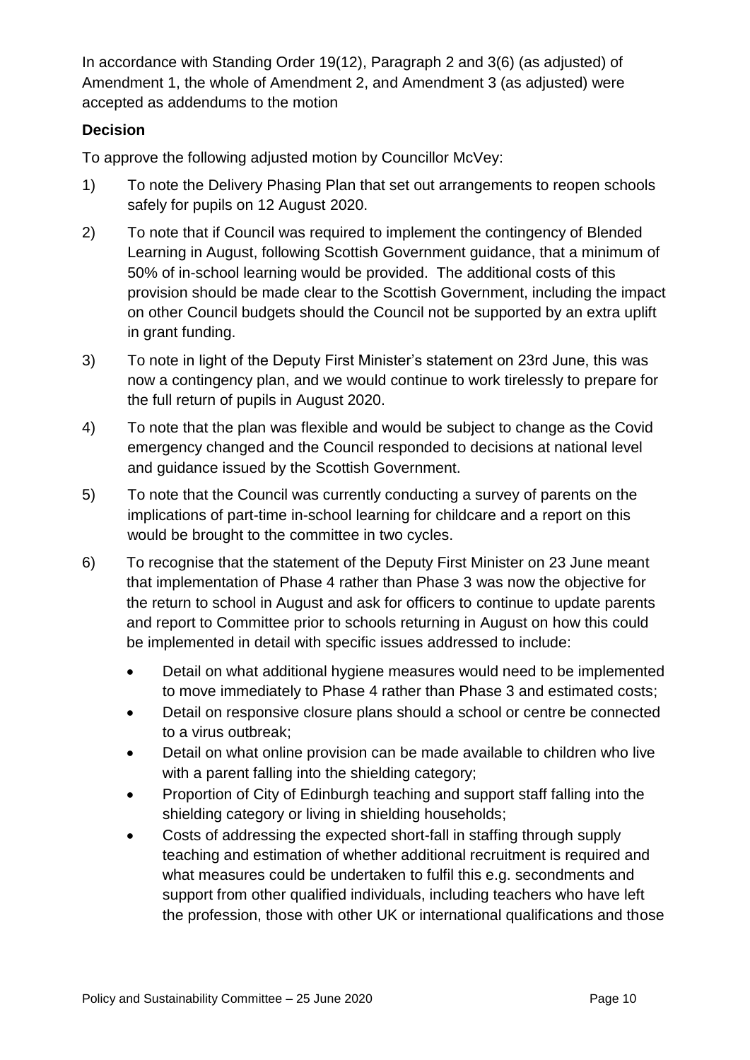In accordance with Standing Order 19(12), Paragraph 2 and 3(6) (as adjusted) of Amendment 1, the whole of Amendment 2, and Amendment 3 (as adjusted) were accepted as addendums to the motion

**Decision**

To approve the following adjusted motion by Councillor McVey:

1) To note the Delivery Phasing Plan that set out arrangements to reopen schools safely for pupils on 12 August 2020.

2) To note that if Council was required to implement the contingency of Blended Learning in August, following Scottish Government guidance, that a minimum of 50% of in-school learning would be provided. The additional costs of this provision should be made clear to the Scottish Government, including the impact on other Council budgets should the Council not be supported by an extra uplift in grant funding.

3) To note in light of the Deputy First Minister's statement on 23rd June, this was now a contingency plan, and we would continue to work tirelessly to prepare for the full return of pupils in August 2020.

4) To note that the plan was flexible and would be subject to change as the Covid emergency changed and the Council responded to decisions at national level and guidance issued by the Scottish Government.

5) To note that the Council was currently conducting a survey of parents on the implications of part-time in-school learning for childcare and a report on this would be brought to the committee in two cycles.

6) To recognise that the statement of the Deputy First Minister on 23 June meant that implementation of Phase 4 rather than Phase 3 was now the objective for the return to school in August and ask for officers to continue to update parents and report to Committee prior to schools returning in August on how this could be implemented in detail with specific issues addressed to include:

    - Detail on what additional hygiene measures would need to be implemented to move immediately to Phase 4 rather than Phase 3 and estimated costs;
    - Detail on responsive closure plans should a school or centre be connected to a virus outbreak;
    - Detail on what online provision can be made available to children who live with a parent falling into the shielding category;
    - Proportion of City of Edinburgh teaching and support staff falling into the shielding category or living in shielding households;
    - Costs of addressing the expected short-fall in staffing through supply teaching and estimation of whether additional recruitment is required and what measures could be undertaken to fulfil this e.g. secondments and support from other qualified individuals, including teachers who have left the profession, those with other UK or international qualifications and those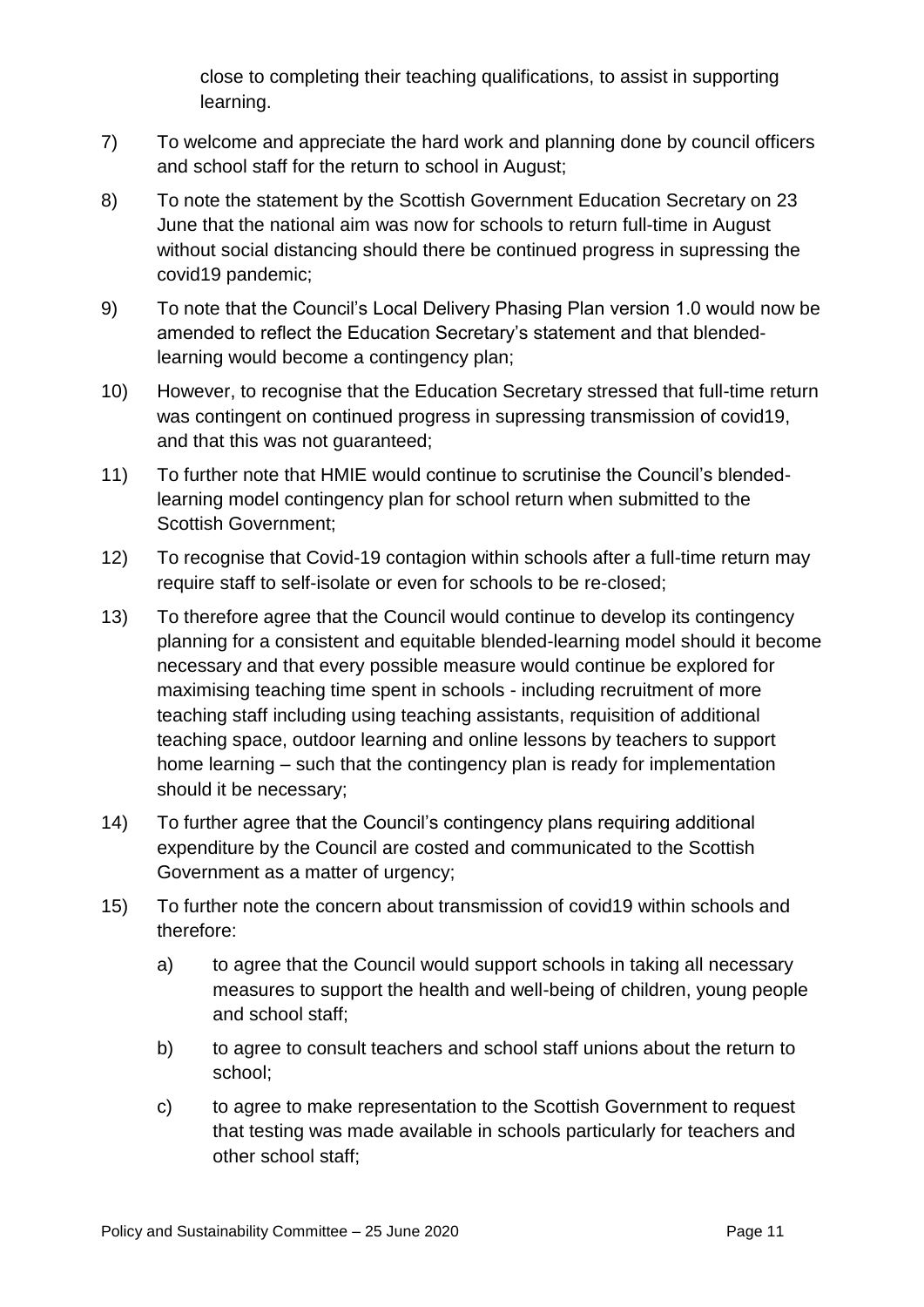close to completing their teaching qualifications, to assist in supporting learning.

7) To welcome and appreciate the hard work and planning done by council officers and school staff for the return to school in August;

8) To note the statement by the Scottish Government Education Secretary on 23 June that the national aim was now for schools to return full-time in August without social distancing should there be continued progress in supressing the covid19 pandemic;

9) To note that the Council's Local Delivery Phasing Plan version 1.0 would now be amended to reflect the Education Secretary's statement and that blended-learning would become a contingency plan;

10) However, to recognise that the Education Secretary stressed that full-time return was contingent on continued progress in supressing transmission of covid19, and that this was not guaranteed;

11) To further note that HMIE would continue to scrutinise the Council's blended-learning model contingency plan for school return when submitted to the Scottish Government;

12) To recognise that Covid-19 contagion within schools after a full-time return may require staff to self-isolate or even for schools to be re-closed;

13) To therefore agree that the Council would continue to develop its contingency planning for a consistent and equitable blended-learning model should it become necessary and that every possible measure would continue be explored for maximising teaching time spent in schools - including recruitment of more teaching staff including using teaching assistants, requisition of additional teaching space, outdoor learning and online lessons by teachers to support home learning – such that the contingency plan is ready for implementation should it be necessary;

14) To further agree that the Council's contingency plans requiring additional expenditure by the Council are costed and communicated to the Scottish Government as a matter of urgency;

15) To further note the concern about transmission of covid19 within schools and therefore:

    a) to agree that the Council would support schools in taking all necessary measures to support the health and well-being of children, young people and school staff;

    b) to agree to consult teachers and school staff unions about the return to school;

    c) to agree to make representation to the Scottish Government to request that testing was made available in schools particularly for teachers and other school staff;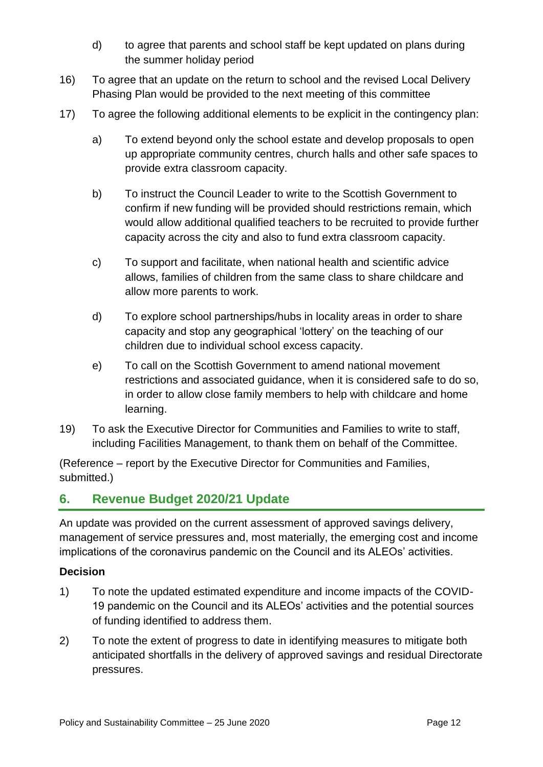d) to agree that parents and school staff be kept updated on plans during the summer holiday period

16) To agree that an update on the return to school and the revised Local Delivery Phasing Plan would be provided to the next meeting of this committee

17) To agree the following additional elements to be explicit in the contingency plan:

   a) To extend beyond only the school estate and develop proposals to open up appropriate community centres, church halls and other safe spaces to provide extra classroom capacity.

   b) To instruct the Council Leader to write to the Scottish Government to confirm if new funding will be provided should restrictions remain, which would allow additional qualified teachers to be recruited to provide further capacity across the city and also to fund extra classroom capacity.

   c) To support and facilitate, when national health and scientific advice allows, families of children from the same class to share childcare and allow more parents to work.

   d) To explore school partnerships/hubs in locality areas in order to share capacity and stop any geographical 'lottery' on the teaching of our children due to individual school excess capacity.

   e) To call on the Scottish Government to amend national movement restrictions and associated guidance, when it is considered safe to do so, in order to allow close family members to help with childcare and home learning.

19) To ask the Executive Director for Communities and Families to write to staff, including Facilities Management, to thank them on behalf of the Committee.

(Reference – report by the Executive Director for Communities and Families, submitted.)

## 6. Revenue Budget 2020/21 Update

An update was provided on the current assessment of approved savings delivery, management of service pressures and, most materially, the emerging cost and income implications of the coronavirus pandemic on the Council and its ALEOs' activities.

### Decision

1) To note the updated estimated expenditure and income impacts of the COVID-19 pandemic on the Council and its ALEOs' activities and the potential sources of funding identified to address them.

2) To note the extent of progress to date in identifying measures to mitigate both anticipated shortfalls in the delivery of approved savings and residual Directorate pressures.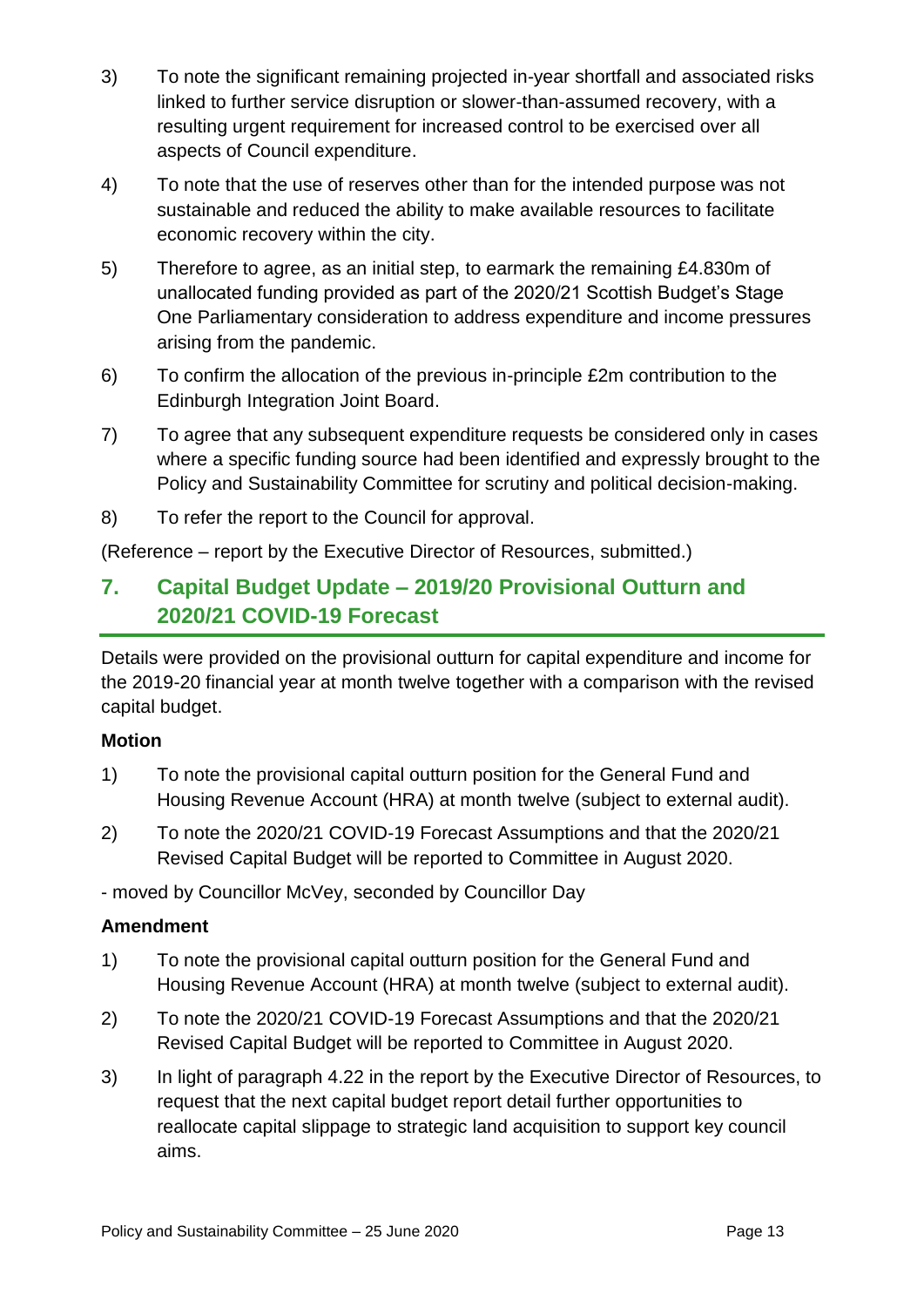3) To note the significant remaining projected in-year shortfall and associated risks linked to further service disruption or slower-than-assumed recovery, with a resulting urgent requirement for increased control to be exercised over all aspects of Council expenditure.

4) To note that the use of reserves other than for the intended purpose was not sustainable and reduced the ability to make available resources to facilitate economic recovery within the city.

5) Therefore to agree, as an initial step, to earmark the remaining £4.830m of unallocated funding provided as part of the 2020/21 Scottish Budget's Stage One Parliamentary consideration to address expenditure and income pressures arising from the pandemic.

6) To confirm the allocation of the previous in-principle £2m contribution to the Edinburgh Integration Joint Board.

7) To agree that any subsequent expenditure requests be considered only in cases where a specific funding source had been identified and expressly brought to the Policy and Sustainability Committee for scrutiny and political decision-making.

8) To refer the report to the Council for approval.

(Reference – report by the Executive Director of Resources, submitted.)

## 7. Capital Budget Update – 2019/20 Provisional Outturn and 2020/21 COVID-19 Forecast

Details were provided on the provisional outturn for capital expenditure and income for the 2019-20 financial year at month twelve together with a comparison with the revised capital budget.

**Motion**

1) To note the provisional capital outturn position for the General Fund and Housing Revenue Account (HRA) at month twelve (subject to external audit).

2) To note the 2020/21 COVID-19 Forecast Assumptions and that the 2020/21 Revised Capital Budget will be reported to Committee in August 2020.

- moved by Councillor McVey, seconded by Councillor Day

**Amendment**

1) To note the provisional capital outturn position for the General Fund and Housing Revenue Account (HRA) at month twelve (subject to external audit).

2) To note the 2020/21 COVID-19 Forecast Assumptions and that the 2020/21 Revised Capital Budget will be reported to Committee in August 2020.

3) In light of paragraph 4.22 in the report by the Executive Director of Resources, to request that the next capital budget report detail further opportunities to reallocate capital slippage to strategic land acquisition to support key council aims.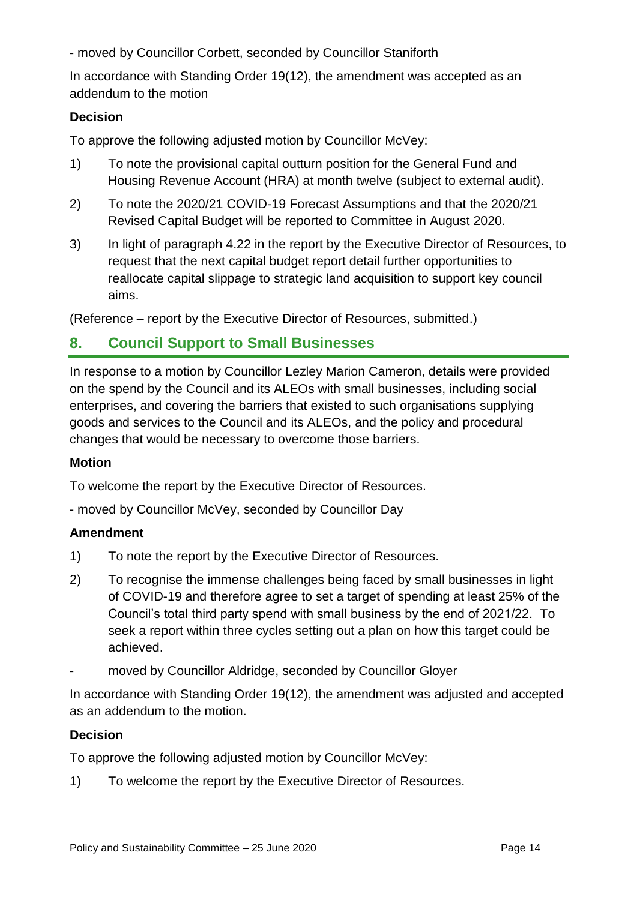- moved by Councillor Corbett, seconded by Councillor Staniforth

In accordance with Standing Order 19(12), the amendment was accepted as an addendum to the motion

**Decision**

To approve the following adjusted motion by Councillor McVey:

1) To note the provisional capital outturn position for the General Fund and Housing Revenue Account (HRA) at month twelve (subject to external audit).
2) To note the 2020/21 COVID-19 Forecast Assumptions and that the 2020/21 Revised Capital Budget will be reported to Committee in August 2020.
3) In light of paragraph 4.22 in the report by the Executive Director of Resources, to request that the next capital budget report detail further opportunities to reallocate capital slippage to strategic land acquisition to support key council aims.

(Reference – report by the Executive Director of Resources, submitted.)

## 8. Council Support to Small Businesses

In response to a motion by Councillor Lezley Marion Cameron, details were provided on the spend by the Council and its ALEOs with small businesses, including social enterprises, and covering the barriers that existed to such organisations supplying goods and services to the Council and its ALEOs, and the policy and procedural changes that would be necessary to overcome those barriers.

**Motion**

To welcome the report by the Executive Director of Resources.

- moved by Councillor McVey, seconded by Councillor Day

**Amendment**

1) To note the report by the Executive Director of Resources.
2) To recognise the immense challenges being faced by small businesses in light of COVID-19 and therefore agree to set a target of spending at least 25% of the Council's total third party spend with small business by the end of 2021/22. To seek a report within three cycles setting out a plan on how this target could be achieved.

- moved by Councillor Aldridge, seconded by Councillor Gloyer

In accordance with Standing Order 19(12), the amendment was adjusted and accepted as an addendum to the motion.

**Decision**

To approve the following adjusted motion by Councillor McVey:

1) To welcome the report by the Executive Director of Resources.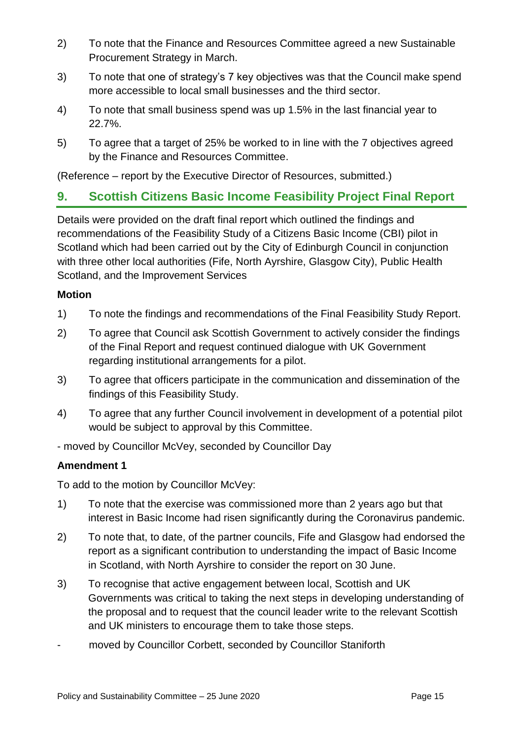2) To note that the Finance and Resources Committee agreed a new Sustainable Procurement Strategy in March.

3) To note that one of strategy's 7 key objectives was that the Council make spend more accessible to local small businesses and the third sector.

4) To note that small business spend was up 1.5% in the last financial year to 22.7%.

5) To agree that a target of 25% be worked to in line with the 7 objectives agreed by the Finance and Resources Committee.

(Reference – report by the Executive Director of Resources, submitted.)

## 9. Scottish Citizens Basic Income Feasibility Project Final Report

Details were provided on the draft final report which outlined the findings and recommendations of the Feasibility Study of a Citizens Basic Income (CBI) pilot in Scotland which had been carried out by the City of Edinburgh Council in conjunction with three other local authorities (Fife, North Ayrshire, Glasgow City), Public Health Scotland, and the Improvement Services

**Motion**

1) To note the findings and recommendations of the Final Feasibility Study Report.

2) To agree that Council ask Scottish Government to actively consider the findings of the Final Report and request continued dialogue with UK Government regarding institutional arrangements for a pilot.

3) To agree that officers participate in the communication and dissemination of the findings of this Feasibility Study.

4) To agree that any further Council involvement in development of a potential pilot would be subject to approval by this Committee.

- moved by Councillor McVey, seconded by Councillor Day

**Amendment 1**

To add to the motion by Councillor McVey:

1) To note that the exercise was commissioned more than 2 years ago but that interest in Basic Income had risen significantly during the Coronavirus pandemic.

2) To note that, to date, of the partner councils, Fife and Glasgow had endorsed the report as a significant contribution to understanding the impact of Basic Income in Scotland, with North Ayrshire to consider the report on 30 June.

3) To recognise that active engagement between local, Scottish and UK Governments was critical to taking the next steps in developing understanding of the proposal and to request that the council leader write to the relevant Scottish and UK ministers to encourage them to take those steps.

- moved by Councillor Corbett, seconded by Councillor Staniforth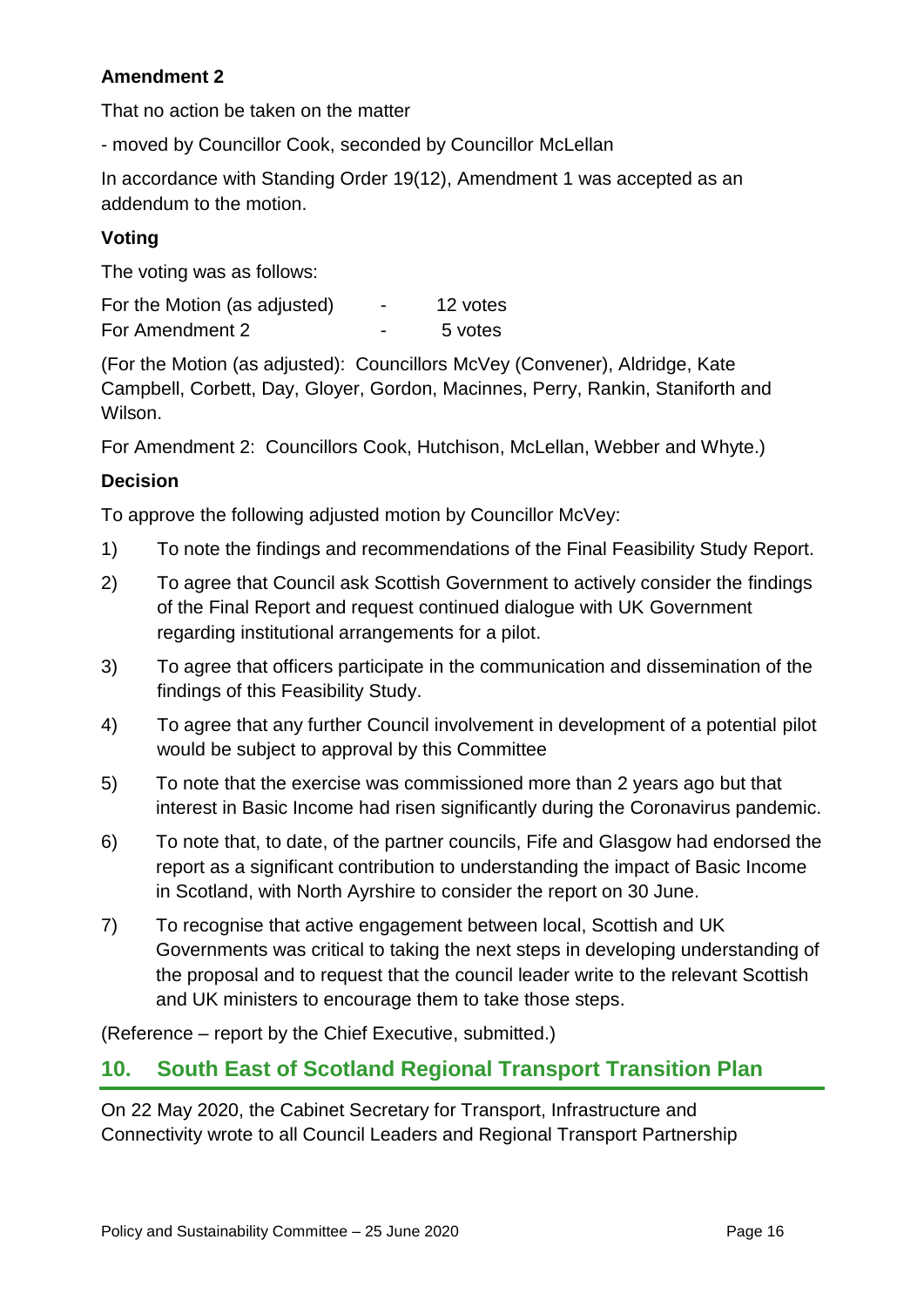**Amendment 2**

That no action be taken on the matter

- moved by Councillor Cook, seconded by Councillor McLellan

In accordance with Standing Order 19(12), Amendment 1 was accepted as an addendum to the motion.

**Voting**

The voting was as follows:

| | | |
|---|---|---|
| For the Motion (as adjusted) | - | 12 votes |
| For Amendment 2 | - | 5 votes |

(For the Motion (as adjusted): Councillors McVey (Convener), Aldridge, Kate Campbell, Corbett, Day, Gloyer, Gordon, Macinnes, Perry, Rankin, Staniforth and Wilson.

For Amendment 2: Councillors Cook, Hutchison, McLellan, Webber and Whyte.)

**Decision**

To approve the following adjusted motion by Councillor McVey:

1) To note the findings and recommendations of the Final Feasibility Study Report.

2) To agree that Council ask Scottish Government to actively consider the findings of the Final Report and request continued dialogue with UK Government regarding institutional arrangements for a pilot.

3) To agree that officers participate in the communication and dissemination of the findings of this Feasibility Study.

4) To agree that any further Council involvement in development of a potential pilot would be subject to approval by this Committee

5) To note that the exercise was commissioned more than 2 years ago but that interest in Basic Income had risen significantly during the Coronavirus pandemic.

6) To note that, to date, of the partner councils, Fife and Glasgow had endorsed the report as a significant contribution to understanding the impact of Basic Income in Scotland, with North Ayrshire to consider the report on 30 June.

7) To recognise that active engagement between local, Scottish and UK Governments was critical to taking the next steps in developing understanding of the proposal and to request that the council leader write to the relevant Scottish and UK ministers to encourage them to take those steps.

(Reference – report by the Chief Executive, submitted.)

## 10. South East of Scotland Regional Transport Transition Plan

On 22 May 2020, the Cabinet Secretary for Transport, Infrastructure and Connectivity wrote to all Council Leaders and Regional Transport Partnership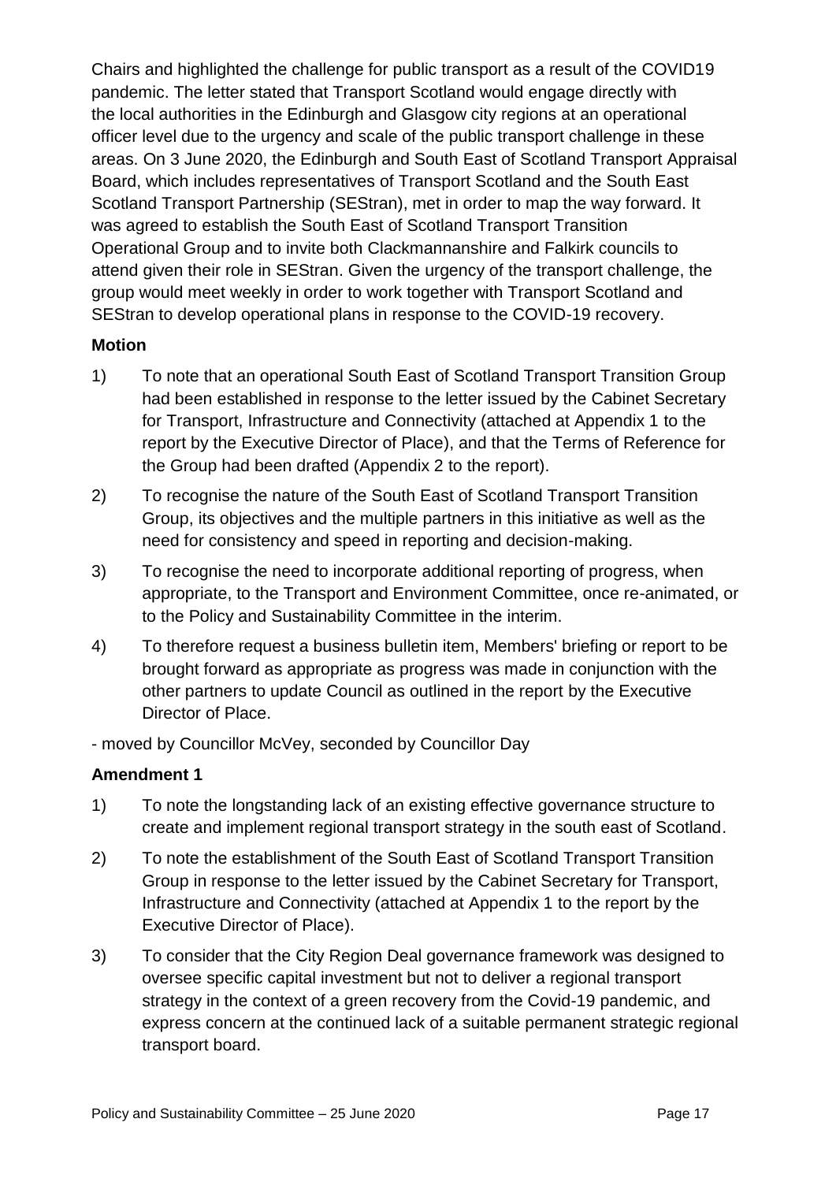Chairs and highlighted the challenge for public transport as a result of the COVID19 pandemic. The letter stated that Transport Scotland would engage directly with the local authorities in the Edinburgh and Glasgow city regions at an operational officer level due to the urgency and scale of the public transport challenge in these areas. On 3 June 2020, the Edinburgh and South East of Scotland Transport Appraisal Board, which includes representatives of Transport Scotland and the South East Scotland Transport Partnership (SEStran), met in order to map the way forward. It was agreed to establish the South East of Scotland Transport Transition Operational Group and to invite both Clackmannanshire and Falkirk councils to attend given their role in SEStran. Given the urgency of the transport challenge, the group would meet weekly in order to work together with Transport Scotland and SEStran to develop operational plans in response to the COVID-19 recovery.

**Motion**

1) To note that an operational South East of Scotland Transport Transition Group had been established in response to the letter issued by the Cabinet Secretary for Transport, Infrastructure and Connectivity (attached at Appendix 1 to the report by the Executive Director of Place), and that the Terms of Reference for the Group had been drafted (Appendix 2 to the report).

2) To recognise the nature of the South East of Scotland Transport Transition Group, its objectives and the multiple partners in this initiative as well as the need for consistency and speed in reporting and decision-making.

3) To recognise the need to incorporate additional reporting of progress, when appropriate, to the Transport and Environment Committee, once re-animated, or to the Policy and Sustainability Committee in the interim.

4) To therefore request a business bulletin item, Members' briefing or report to be brought forward as appropriate as progress was made in conjunction with the other partners to update Council as outlined in the report by the Executive Director of Place.

- moved by Councillor McVey, seconded by Councillor Day

**Amendment 1**

1) To note the longstanding lack of an existing effective governance structure to create and implement regional transport strategy in the south east of Scotland.

2) To note the establishment of the South East of Scotland Transport Transition Group in response to the letter issued by the Cabinet Secretary for Transport, Infrastructure and Connectivity (attached at Appendix 1 to the report by the Executive Director of Place).

3) To consider that the City Region Deal governance framework was designed to oversee specific capital investment but not to deliver a regional transport strategy in the context of a green recovery from the Covid-19 pandemic, and express concern at the continued lack of a suitable permanent strategic regional transport board.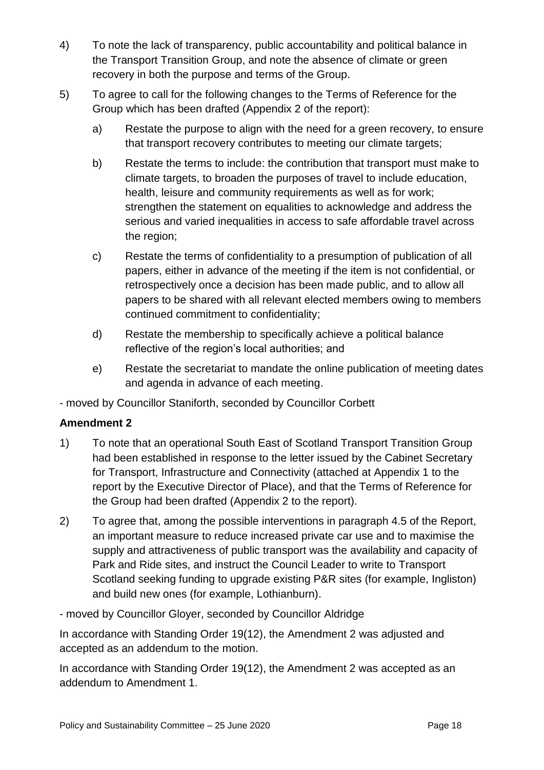4) To note the lack of transparency, public accountability and political balance in the Transport Transition Group, and note the absence of climate or green recovery in both the purpose and terms of the Group.

5) To agree to call for the following changes to the Terms of Reference for the Group which has been drafted (Appendix 2 of the report):

   a) Restate the purpose to align with the need for a green recovery, to ensure that transport recovery contributes to meeting our climate targets;

   b) Restate the terms to include: the contribution that transport must make to climate targets, to broaden the purposes of travel to include education, health, leisure and community requirements as well as for work; strengthen the statement on equalities to acknowledge and address the serious and varied inequalities in access to safe affordable travel across the region;

   c) Restate the terms of confidentiality to a presumption of publication of all papers, either in advance of the meeting if the item is not confidential, or retrospectively once a decision has been made public, and to allow all papers to be shared with all relevant elected members owing to members continued commitment to confidentiality;

   d) Restate the membership to specifically achieve a political balance reflective of the region's local authorities; and

   e) Restate the secretariat to mandate the online publication of meeting dates and agenda in advance of each meeting.

- moved by Councillor Staniforth, seconded by Councillor Corbett

**Amendment 2**

1) To note that an operational South East of Scotland Transport Transition Group had been established in response to the letter issued by the Cabinet Secretary for Transport, Infrastructure and Connectivity (attached at Appendix 1 to the report by the Executive Director of Place), and that the Terms of Reference for the Group had been drafted (Appendix 2 to the report).

2) To agree that, among the possible interventions in paragraph 4.5 of the Report, an important measure to reduce increased private car use and to maximise the supply and attractiveness of public transport was the availability and capacity of Park and Ride sites, and instruct the Council Leader to write to Transport Scotland seeking funding to upgrade existing P&R sites (for example, Ingliston) and build new ones (for example, Lothianburn).

- moved by Councillor Gloyer, seconded by Councillor Aldridge

In accordance with Standing Order 19(12), the Amendment 2 was adjusted and accepted as an addendum to the motion.

In accordance with Standing Order 19(12), the Amendment 2 was accepted as an addendum to Amendment 1.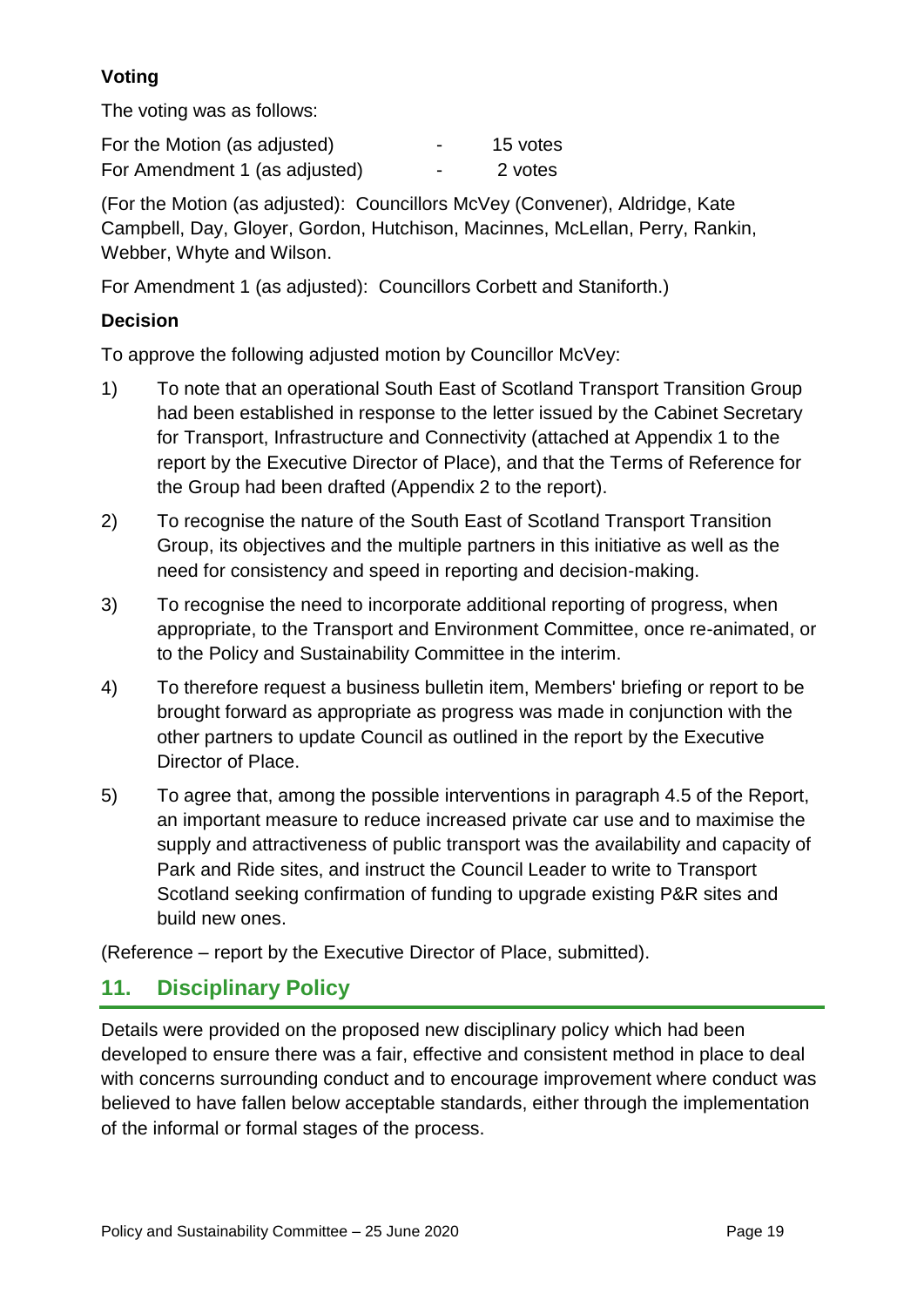**Voting**

The voting was as follows:

For the Motion (as adjusted) - 15 votes
For Amendment 1 (as adjusted) - 2 votes

(For the Motion (as adjusted): Councillors McVey (Convener), Aldridge, Kate Campbell, Day, Gloyer, Gordon, Hutchison, Macinnes, McLellan, Perry, Rankin, Webber, Whyte and Wilson.

For Amendment 1 (as adjusted): Councillors Corbett and Staniforth.)

**Decision**

To approve the following adjusted motion by Councillor McVey:

1) To note that an operational South East of Scotland Transport Transition Group had been established in response to the letter issued by the Cabinet Secretary for Transport, Infrastructure and Connectivity (attached at Appendix 1 to the report by the Executive Director of Place), and that the Terms of Reference for the Group had been drafted (Appendix 2 to the report).

2) To recognise the nature of the South East of Scotland Transport Transition Group, its objectives and the multiple partners in this initiative as well as the need for consistency and speed in reporting and decision-making.

3) To recognise the need to incorporate additional reporting of progress, when appropriate, to the Transport and Environment Committee, once re-animated, or to the Policy and Sustainability Committee in the interim.

4) To therefore request a business bulletin item, Members' briefing or report to be brought forward as appropriate as progress was made in conjunction with the other partners to update Council as outlined in the report by the Executive Director of Place.

5) To agree that, among the possible interventions in paragraph 4.5 of the Report, an important measure to reduce increased private car use and to maximise the supply and attractiveness of public transport was the availability and capacity of Park and Ride sites, and instruct the Council Leader to write to Transport Scotland seeking confirmation of funding to upgrade existing P&R sites and build new ones.

(Reference – report by the Executive Director of Place, submitted).

## 11. Disciplinary Policy

Details were provided on the proposed new disciplinary policy which had been developed to ensure there was a fair, effective and consistent method in place to deal with concerns surrounding conduct and to encourage improvement where conduct was believed to have fallen below acceptable standards, either through the implementation of the informal or formal stages of the process.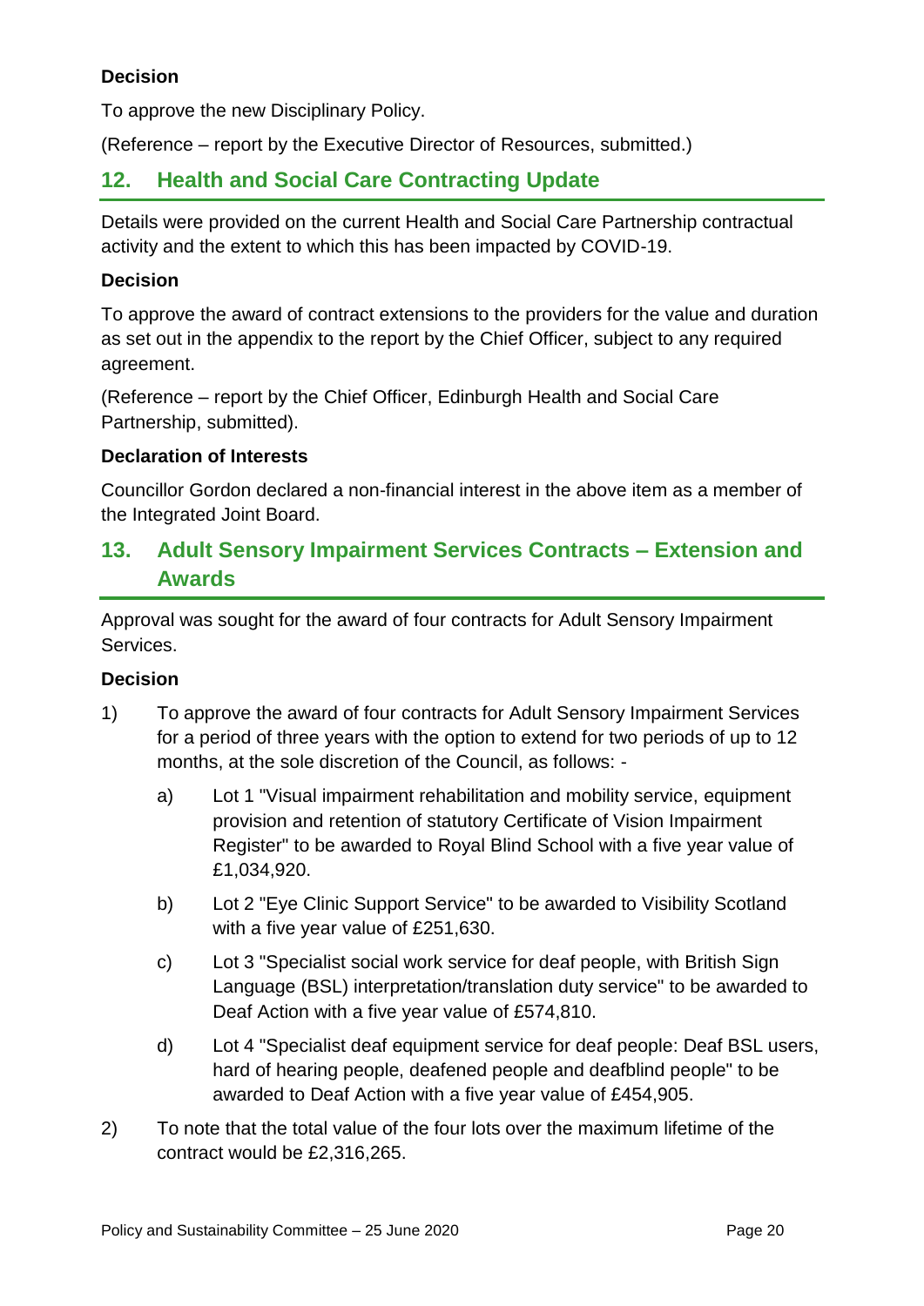**Decision**

To approve the new Disciplinary Policy.

(Reference – report by the Executive Director of Resources, submitted.)

## 12. Health and Social Care Contracting Update

Details were provided on the current Health and Social Care Partnership contractual activity and the extent to which this has been impacted by COVID-19.

**Decision**

To approve the award of contract extensions to the providers for the value and duration as set out in the appendix to the report by the Chief Officer, subject to any required agreement.

(Reference – report by the Chief Officer, Edinburgh Health and Social Care Partnership, submitted).

**Declaration of Interests**

Councillor Gordon declared a non-financial interest in the above item as a member of the Integrated Joint Board.

## 13. Adult Sensory Impairment Services Contracts – Extension and Awards

Approval was sought for the award of four contracts for Adult Sensory Impairment Services.

**Decision**

1) To approve the award of four contracts for Adult Sensory Impairment Services for a period of three years with the option to extend for two periods of up to 12 months, at the sole discretion of the Council, as follows: -

    a) Lot 1 "Visual impairment rehabilitation and mobility service, equipment provision and retention of statutory Certificate of Vision Impairment Register" to be awarded to Royal Blind School with a five year value of £1,034,920.

    b) Lot 2 "Eye Clinic Support Service" to be awarded to Visibility Scotland with a five year value of £251,630.

    c) Lot 3 "Specialist social work service for deaf people, with British Sign Language (BSL) interpretation/translation duty service" to be awarded to Deaf Action with a five year value of £574,810.

    d) Lot 4 "Specialist deaf equipment service for deaf people: Deaf BSL users, hard of hearing people, deafened people and deafblind people" to be awarded to Deaf Action with a five year value of £454,905.

2) To note that the total value of the four lots over the maximum lifetime of the contract would be £2,316,265.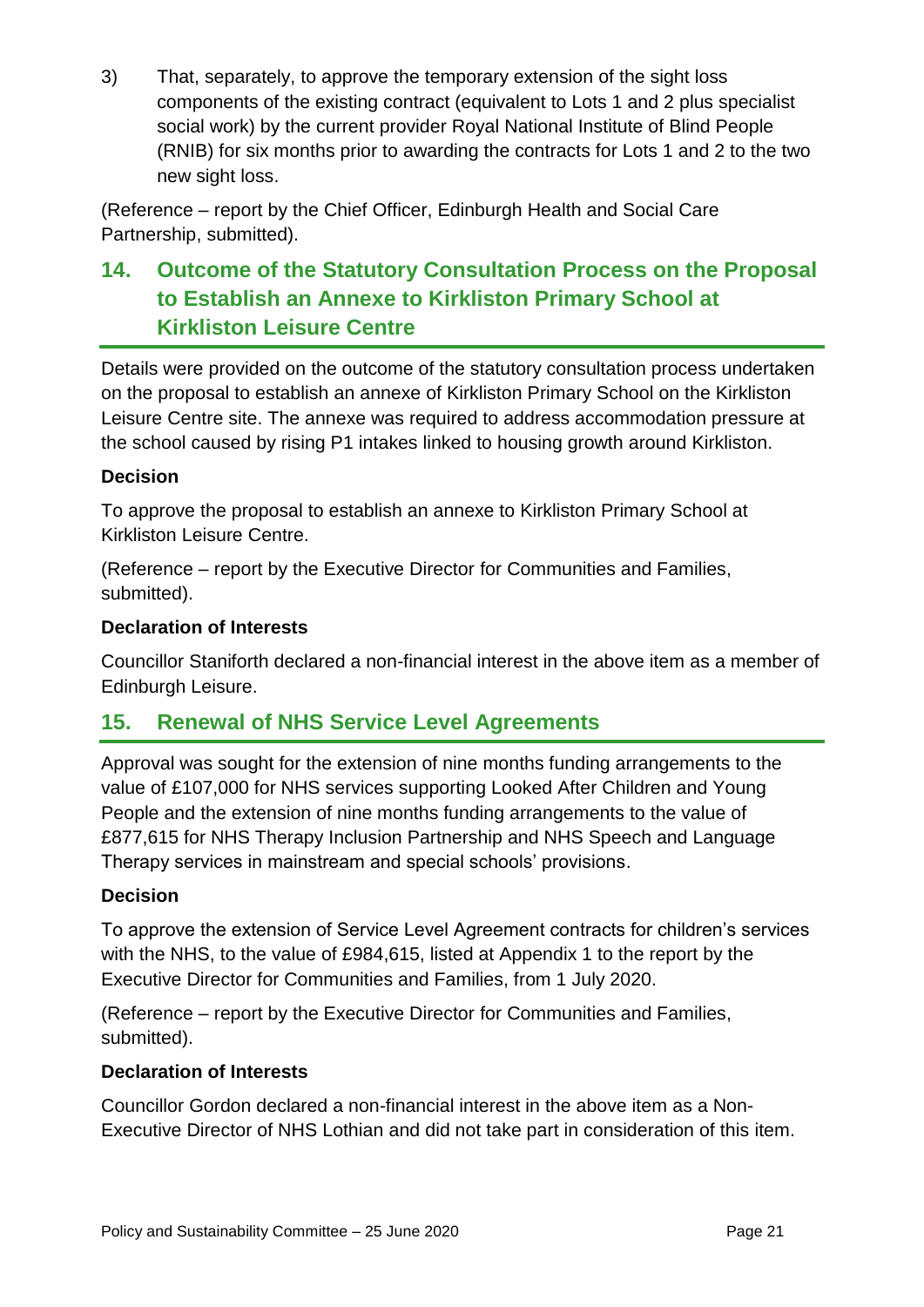3) That, separately, to approve the temporary extension of the sight loss components of the existing contract (equivalent to Lots 1 and 2 plus specialist social work) by the current provider Royal National Institute of Blind People (RNIB) for six months prior to awarding the contracts for Lots 1 and 2 to the two new sight loss.

(Reference – report by the Chief Officer, Edinburgh Health and Social Care Partnership, submitted).

## 14. Outcome of the Statutory Consultation Process on the Proposal to Establish an Annexe to Kirkliston Primary School at Kirkliston Leisure Centre

Details were provided on the outcome of the statutory consultation process undertaken on the proposal to establish an annexe of Kirkliston Primary School on the Kirkliston Leisure Centre site. The annexe was required to address accommodation pressure at the school caused by rising P1 intakes linked to housing growth around Kirkliston.

**Decision**

To approve the proposal to establish an annexe to Kirkliston Primary School at Kirkliston Leisure Centre.

(Reference – report by the Executive Director for Communities and Families, submitted).

**Declaration of Interests**

Councillor Staniforth declared a non-financial interest in the above item as a member of Edinburgh Leisure.

## 15. Renewal of NHS Service Level Agreements

Approval was sought for the extension of nine months funding arrangements to the value of £107,000 for NHS services supporting Looked After Children and Young People and the extension of nine months funding arrangements to the value of £877,615 for NHS Therapy Inclusion Partnership and NHS Speech and Language Therapy services in mainstream and special schools' provisions.

**Decision**

To approve the extension of Service Level Agreement contracts for children's services with the NHS, to the value of £984,615, listed at Appendix 1 to the report by the Executive Director for Communities and Families, from 1 July 2020.

(Reference – report by the Executive Director for Communities and Families, submitted).

**Declaration of Interests**

Councillor Gordon declared a non-financial interest in the above item as a Non-Executive Director of NHS Lothian and did not take part in consideration of this item.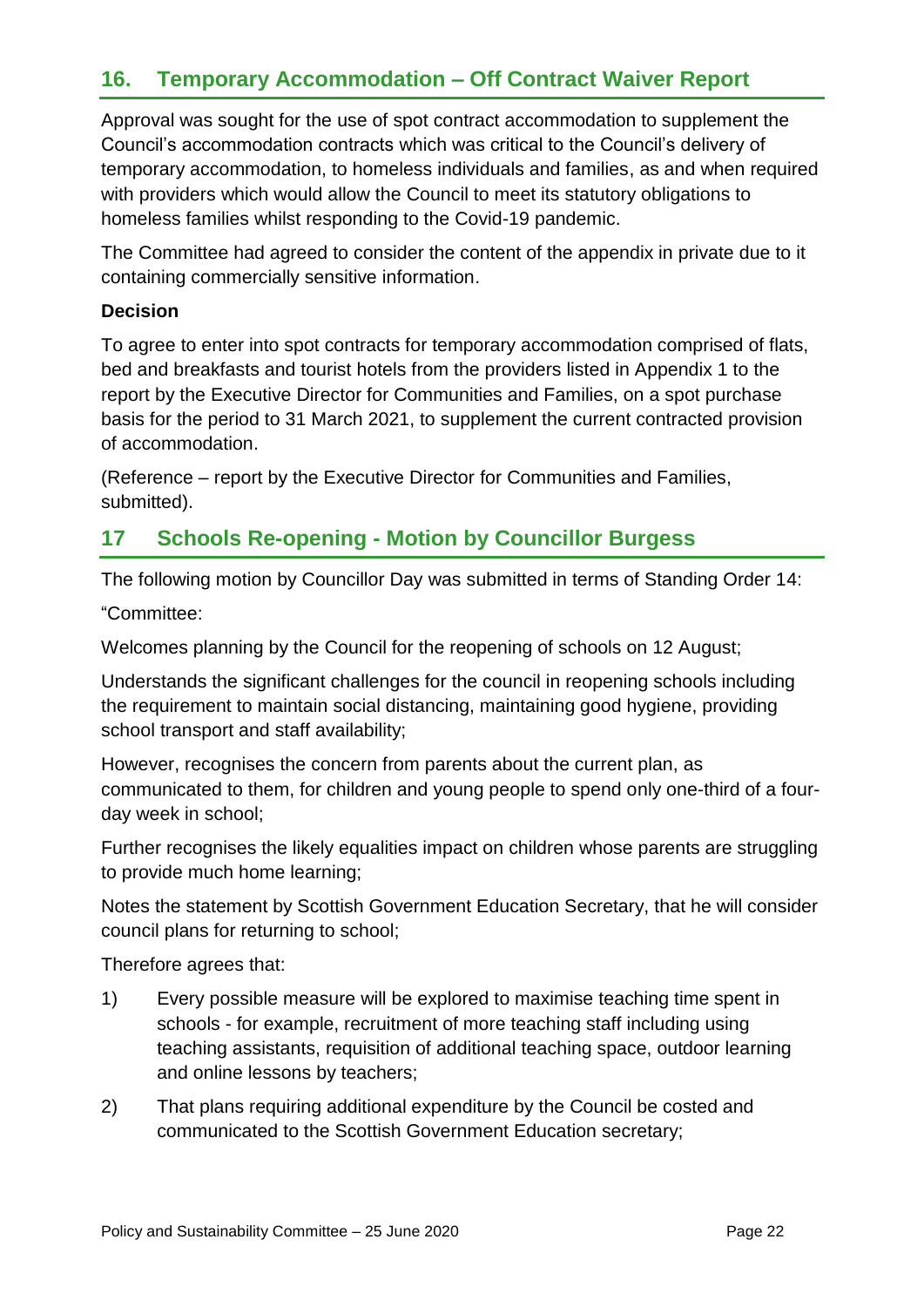## 16. Temporary Accommodation – Off Contract Waiver Report

Approval was sought for the use of spot contract accommodation to supplement the Council's accommodation contracts which was critical to the Council's delivery of temporary accommodation, to homeless individuals and families, as and when required with providers which would allow the Council to meet its statutory obligations to homeless families whilst responding to the Covid-19 pandemic.

The Committee had agreed to consider the content of the appendix in private due to it containing commercially sensitive information.

**Decision**

To agree to enter into spot contracts for temporary accommodation comprised of flats, bed and breakfasts and tourist hotels from the providers listed in Appendix 1 to the report by the Executive Director for Communities and Families, on a spot purchase basis for the period to 31 March 2021, to supplement the current contracted provision of accommodation.

(Reference – report by the Executive Director for Communities and Families, submitted).

## 17 Schools Re-opening - Motion by Councillor Burgess

The following motion by Councillor Day was submitted in terms of Standing Order 14:

"Committee:

Welcomes planning by the Council for the reopening of schools on 12 August;

Understands the significant challenges for the council in reopening schools including the requirement to maintain social distancing, maintaining good hygiene, providing school transport and staff availability;

However, recognises the concern from parents about the current plan, as communicated to them, for children and young people to spend only one-third of a four-day week in school;

Further recognises the likely equalities impact on children whose parents are struggling to provide much home learning;

Notes the statement by Scottish Government Education Secretary, that he will consider council plans for returning to school;

Therefore agrees that:

1) Every possible measure will be explored to maximise teaching time spent in schools - for example, recruitment of more teaching staff including using teaching assistants, requisition of additional teaching space, outdoor learning and online lessons by teachers;

2) That plans requiring additional expenditure by the Council be costed and communicated to the Scottish Government Education secretary;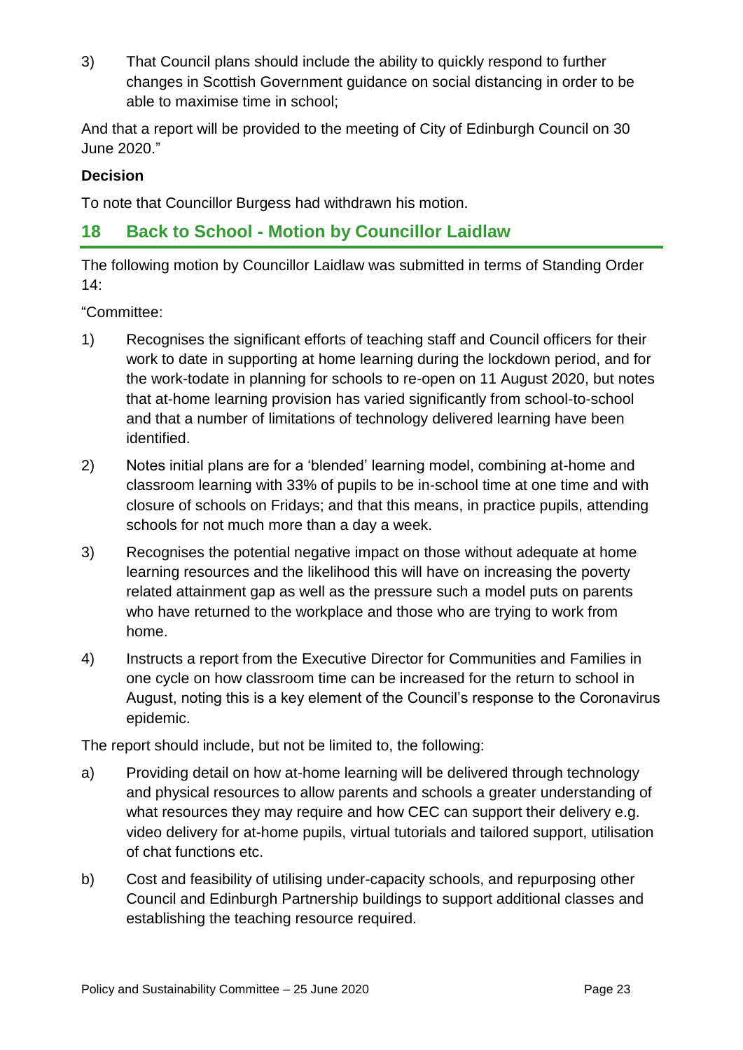3) That Council plans should include the ability to quickly respond to further changes in Scottish Government guidance on social distancing in order to be able to maximise time in school;

And that a report will be provided to the meeting of City of Edinburgh Council on 30 June 2020."

**Decision**

To note that Councillor Burgess had withdrawn his motion.

## 18 Back to School - Motion by Councillor Laidlaw

The following motion by Councillor Laidlaw was submitted in terms of Standing Order 14:

"Committee:

1) Recognises the significant efforts of teaching staff and Council officers for their work to date in supporting at home learning during the lockdown period, and for the work-todate in planning for schools to re-open on 11 August 2020, but notes that at-home learning provision has varied significantly from school-to-school and that a number of limitations of technology delivered learning have been identified.

2) Notes initial plans are for a 'blended' learning model, combining at-home and classroom learning with 33% of pupils to be in-school time at one time and with closure of schools on Fridays; and that this means, in practice pupils, attending schools for not much more than a day a week.

3) Recognises the potential negative impact on those without adequate at home learning resources and the likelihood this will have on increasing the poverty related attainment gap as well as the pressure such a model puts on parents who have returned to the workplace and those who are trying to work from home.

4) Instructs a report from the Executive Director for Communities and Families in one cycle on how classroom time can be increased for the return to school in August, noting this is a key element of the Council's response to the Coronavirus epidemic.

The report should include, but not be limited to, the following:

a) Providing detail on how at-home learning will be delivered through technology and physical resources to allow parents and schools a greater understanding of what resources they may require and how CEC can support their delivery e.g. video delivery for at-home pupils, virtual tutorials and tailored support, utilisation of chat functions etc.

b) Cost and feasibility of utilising under-capacity schools, and repurposing other Council and Edinburgh Partnership buildings to support additional classes and establishing the teaching resource required.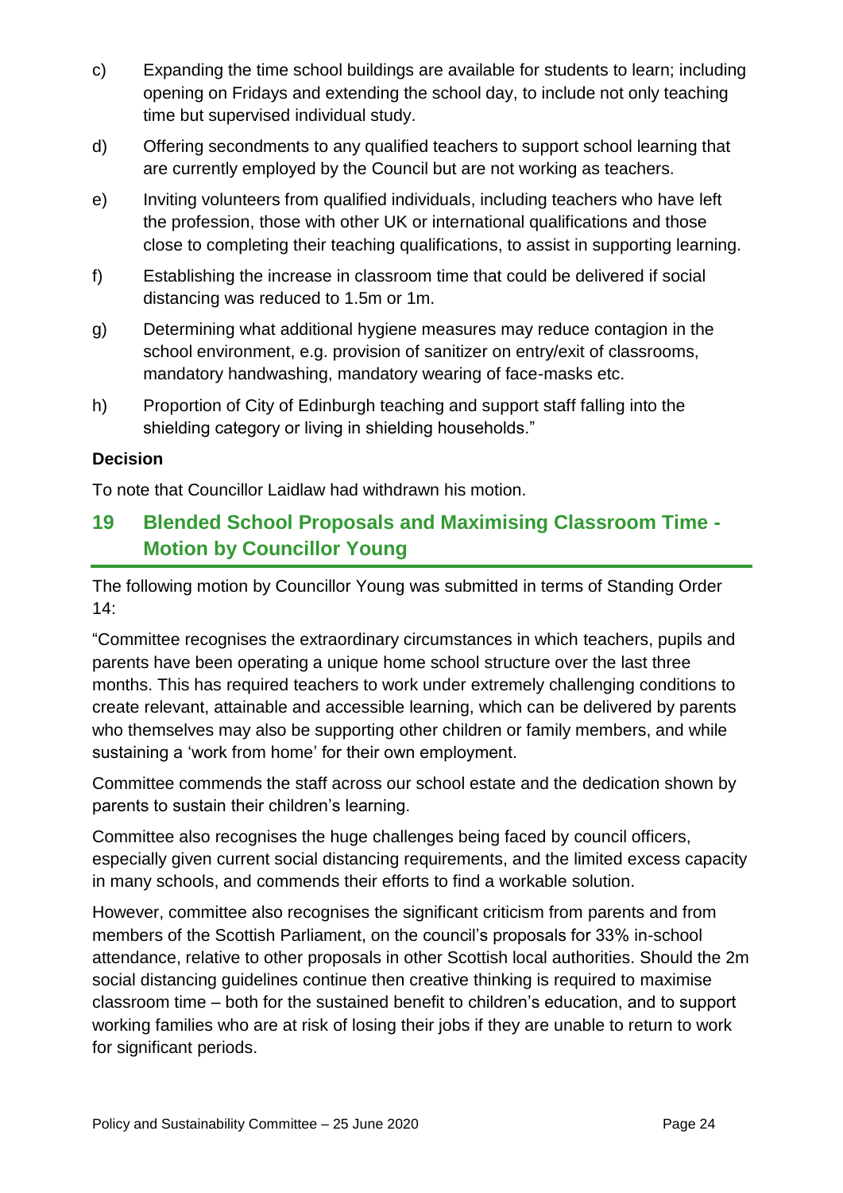c) Expanding the time school buildings are available for students to learn; including opening on Fridays and extending the school day, to include not only teaching time but supervised individual study.

d) Offering secondments to any qualified teachers to support school learning that are currently employed by the Council but are not working as teachers.

e) Inviting volunteers from qualified individuals, including teachers who have left the profession, those with other UK or international qualifications and those close to completing their teaching qualifications, to assist in supporting learning.

f) Establishing the increase in classroom time that could be delivered if social distancing was reduced to 1.5m or 1m.

g) Determining what additional hygiene measures may reduce contagion in the school environment, e.g. provision of sanitizer on entry/exit of classrooms, mandatory handwashing, mandatory wearing of face-masks etc.

h) Proportion of City of Edinburgh teaching and support staff falling into the shielding category or living in shielding households."

**Decision**

To note that Councillor Laidlaw had withdrawn his motion.

## 19 Blended School Proposals and Maximising Classroom Time - Motion by Councillor Young

The following motion by Councillor Young was submitted in terms of Standing Order 14:

"Committee recognises the extraordinary circumstances in which teachers, pupils and parents have been operating a unique home school structure over the last three months. This has required teachers to work under extremely challenging conditions to create relevant, attainable and accessible learning, which can be delivered by parents who themselves may also be supporting other children or family members, and while sustaining a 'work from home' for their own employment.

Committee commends the staff across our school estate and the dedication shown by parents to sustain their children's learning.

Committee also recognises the huge challenges being faced by council officers, especially given current social distancing requirements, and the limited excess capacity in many schools, and commends their efforts to find a workable solution.

However, committee also recognises the significant criticism from parents and from members of the Scottish Parliament, on the council's proposals for 33% in-school attendance, relative to other proposals in other Scottish local authorities. Should the 2m social distancing guidelines continue then creative thinking is required to maximise classroom time – both for the sustained benefit to children's education, and to support working families who are at risk of losing their jobs if they are unable to return to work for significant periods.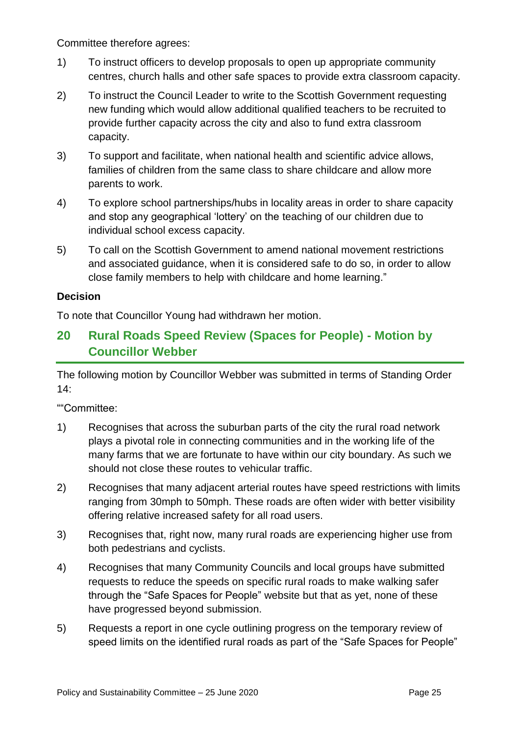Committee therefore agrees:

1) To instruct officers to develop proposals to open up appropriate community centres, church halls and other safe spaces to provide extra classroom capacity.

2) To instruct the Council Leader to write to the Scottish Government requesting new funding which would allow additional qualified teachers to be recruited to provide further capacity across the city and also to fund extra classroom capacity.

3) To support and facilitate, when national health and scientific advice allows, families of children from the same class to share childcare and allow more parents to work.

4) To explore school partnerships/hubs in locality areas in order to share capacity and stop any geographical 'lottery' on the teaching of our children due to individual school excess capacity.

5) To call on the Scottish Government to amend national movement restrictions and associated guidance, when it is considered safe to do so, in order to allow close family members to help with childcare and home learning."

**Decision**

To note that Councillor Young had withdrawn her motion.

## 20 Rural Roads Speed Review (Spaces for People) - Motion by Councillor Webber

The following motion by Councillor Webber was submitted in terms of Standing Order 14:

""Committee:

1) Recognises that across the suburban parts of the city the rural road network plays a pivotal role in connecting communities and in the working life of the many farms that we are fortunate to have within our city boundary. As such we should not close these routes to vehicular traffic.

2) Recognises that many adjacent arterial routes have speed restrictions with limits ranging from 30mph to 50mph. These roads are often wider with better visibility offering relative increased safety for all road users.

3) Recognises that, right now, many rural roads are experiencing higher use from both pedestrians and cyclists.

4) Recognises that many Community Councils and local groups have submitted requests to reduce the speeds on specific rural roads to make walking safer through the "Safe Spaces for People" website but that as yet, none of these have progressed beyond submission.

5) Requests a report in one cycle outlining progress on the temporary review of speed limits on the identified rural roads as part of the "Safe Spaces for People"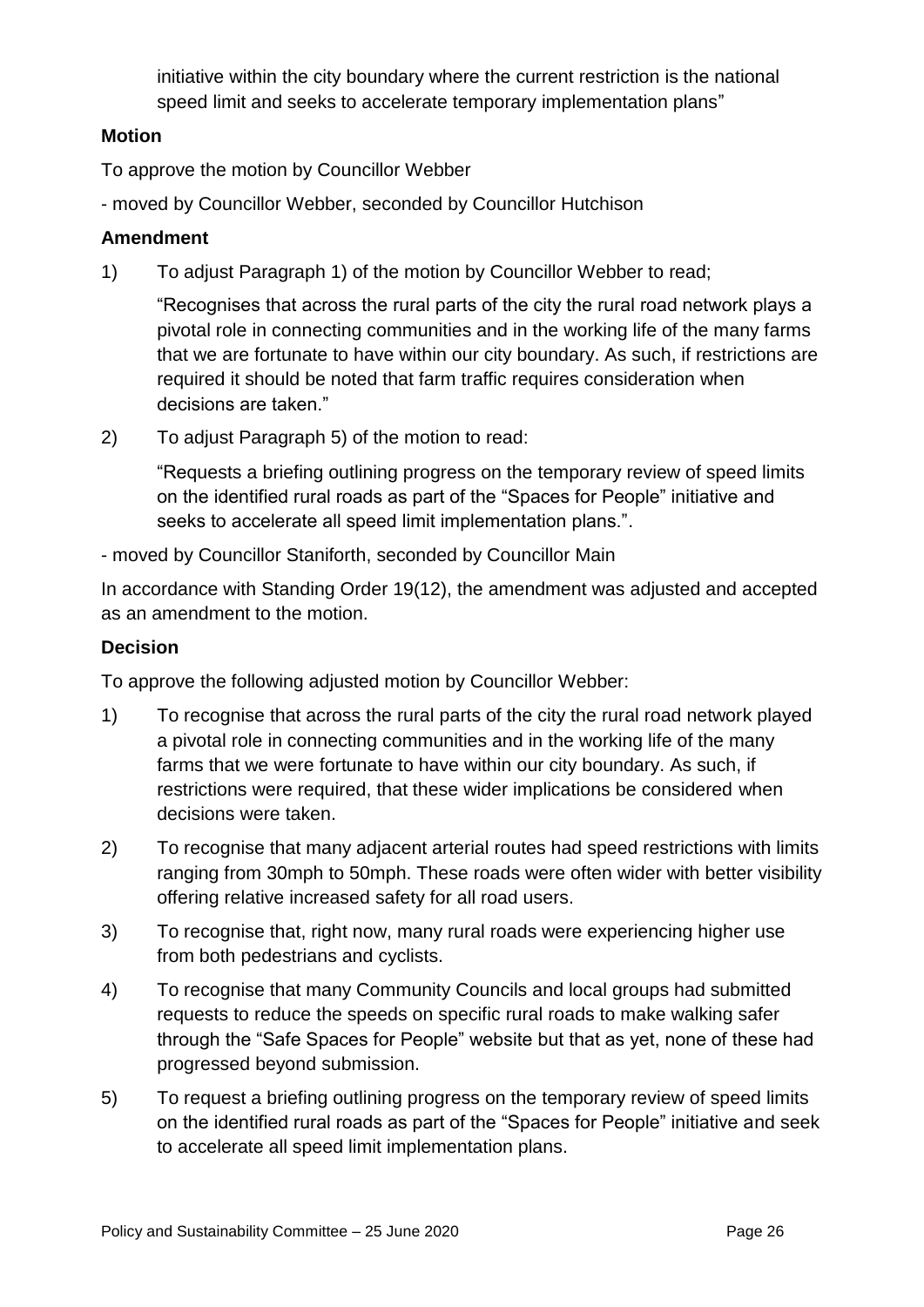initiative within the city boundary where the current restriction is the national speed limit and seeks to accelerate temporary implementation plans"

**Motion**

To approve the motion by Councillor Webber

- moved by Councillor Webber, seconded by Councillor Hutchison

**Amendment**

1) To adjust Paragraph 1) of the motion by Councillor Webber to read;

   "Recognises that across the rural parts of the city the rural road network plays a pivotal role in connecting communities and in the working life of the many farms that we are fortunate to have within our city boundary. As such, if restrictions are required it should be noted that farm traffic requires consideration when decisions are taken."

2) To adjust Paragraph 5) of the motion to read:

   "Requests a briefing outlining progress on the temporary review of speed limits on the identified rural roads as part of the "Spaces for People" initiative and seeks to accelerate all speed limit implementation plans.".

- moved by Councillor Staniforth, seconded by Councillor Main

In accordance with Standing Order 19(12), the amendment was adjusted and accepted as an amendment to the motion.

**Decision**

To approve the following adjusted motion by Councillor Webber:

1) To recognise that across the rural parts of the city the rural road network played a pivotal role in connecting communities and in the working life of the many farms that we were fortunate to have within our city boundary. As such, if restrictions were required, that these wider implications be considered when decisions were taken.

2) To recognise that many adjacent arterial routes had speed restrictions with limits ranging from 30mph to 50mph. These roads were often wider with better visibility offering relative increased safety for all road users.

3) To recognise that, right now, many rural roads were experiencing higher use from both pedestrians and cyclists.

4) To recognise that many Community Councils and local groups had submitted requests to reduce the speeds on specific rural roads to make walking safer through the "Safe Spaces for People" website but that as yet, none of these had progressed beyond submission.

5) To request a briefing outlining progress on the temporary review of speed limits on the identified rural roads as part of the "Spaces for People" initiative and seek to accelerate all speed limit implementation plans.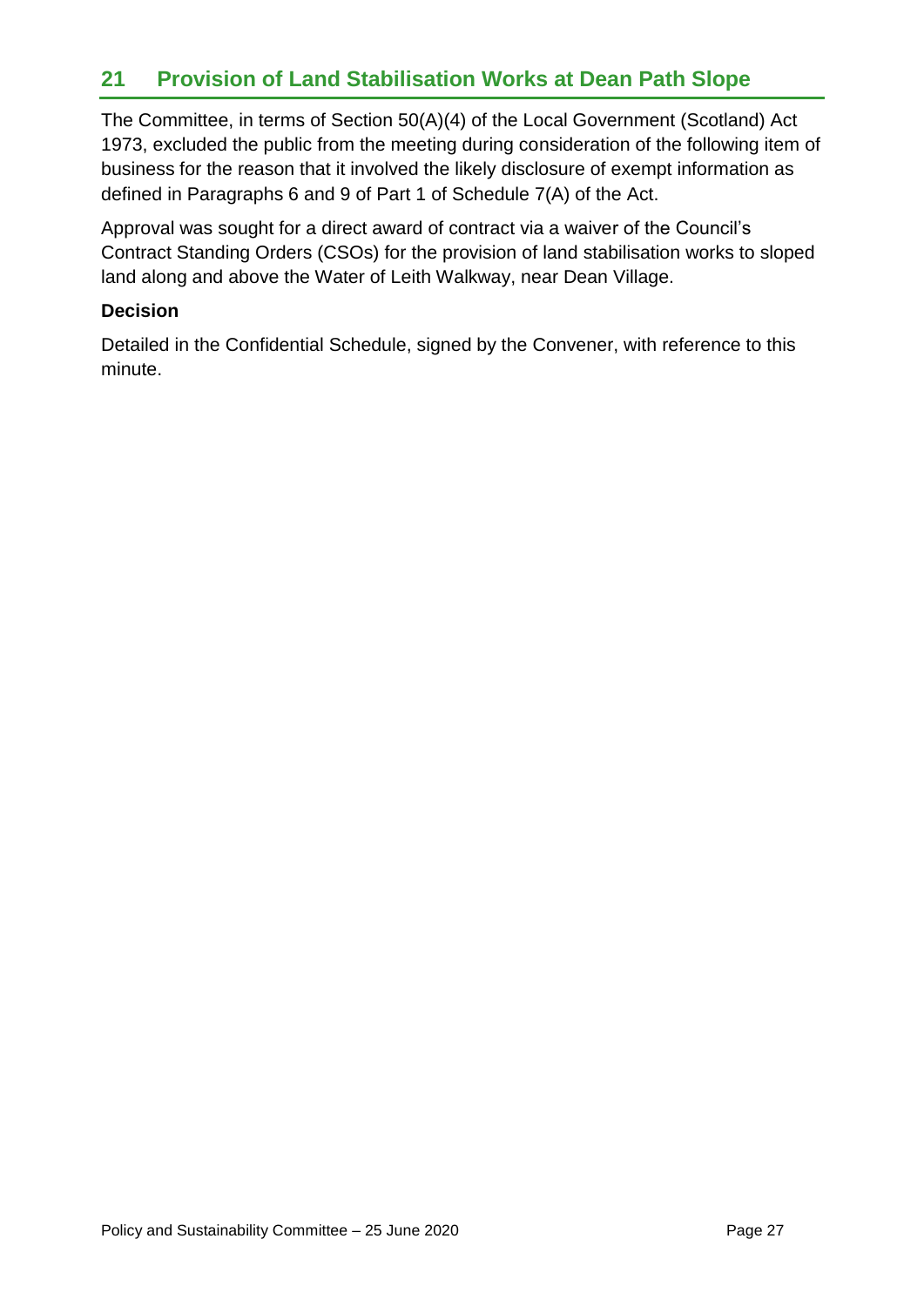## 21 Provision of Land Stabilisation Works at Dean Path Slope

The Committee, in terms of Section 50(A)(4) of the Local Government (Scotland) Act 1973, excluded the public from the meeting during consideration of the following item of business for the reason that it involved the likely disclosure of exempt information as defined in Paragraphs 6 and 9 of Part 1 of Schedule 7(A) of the Act.

Approval was sought for a direct award of contract via a waiver of the Council's Contract Standing Orders (CSOs) for the provision of land stabilisation works to sloped land along and above the Water of Leith Walkway, near Dean Village.

**Decision**

Detailed in the Confidential Schedule, signed by the Convener, with reference to this minute.